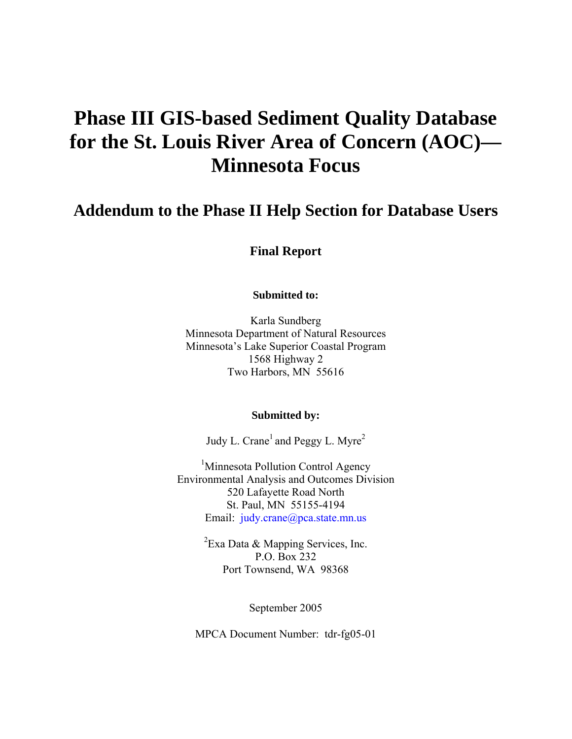# Phase III GIS-based Sediment Quality Database for the St. Louis River Area of Concern (AOC)—Minnesota Focus

## Addendum to the Phase II Help Section for Database Users

**Final Report**

**Submitted to:**

Karla Sundberg
Minnesota Department of Natural Resources
Minnesota's Lake Superior Coastal Program
1568 Highway 2
Two Harbors, MN 55616

**Submitted by:**

Judy L. Crane[1] and Peggy L. Myre[2]

[1]Minnesota Pollution Control Agency
Environmental Analysis and Outcomes Division
520 Lafayette Road North
St. Paul, MN 55155-4194
Email: judy.crane@pca.state.mn.us

[2]Exa Data & Mapping Services, Inc.
P.O. Box 232
Port Townsend, WA 98368

September 2005

MPCA Document Number: tdr-fg05-01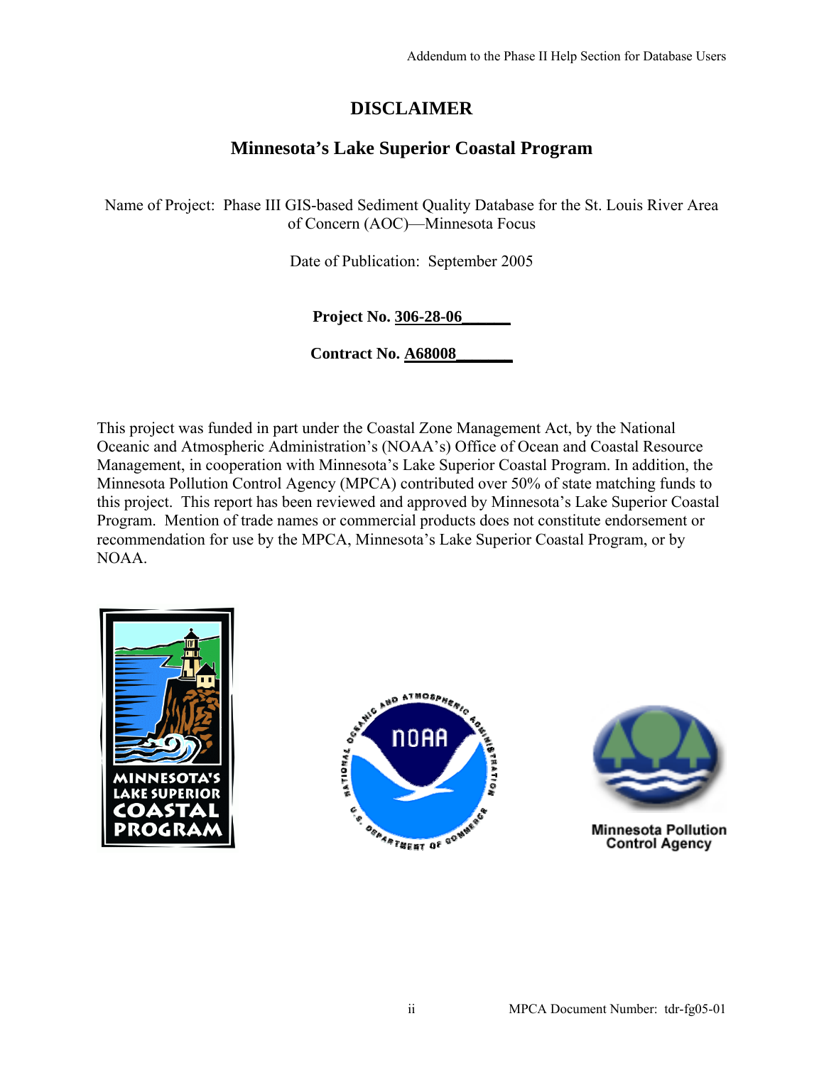# DISCLAIMER

## Minnesota's Lake Superior Coastal Program

Name of Project: Phase III GIS-based Sediment Quality Database for the St. Louis River Area of Concern (AOC)—Minnesota Focus

Date of Publication: September 2005

**Project No. 306-28-06**

**Contract No. A68008**

This project was funded in part under the Coastal Zone Management Act, by the National Oceanic and Atmospheric Administration's (NOAA's) Office of Ocean and Coastal Resource Management, in cooperation with Minnesota's Lake Superior Coastal Program. In addition, the Minnesota Pollution Control Agency (MPCA) contributed over 50% of state matching funds to this project. This report has been reviewed and approved by Minnesota's Lake Superior Coastal Program. Mention of trade names or commercial products does not constitute endorsement or recommendation for use by the MPCA, Minnesota's Lake Superior Coastal Program, or by NOAA.

MINNESOTA'S LAKE SUPERIOR COASTAL PROGRAM

NATIONAL OCEANIC AND ATMOSPHERIC ADMINISTRATION — NOAA — U.S. DEPARTMENT OF COMMERCE

Minnesota Pollution Control Agency

MPCA Document Number: tdr-fg05-01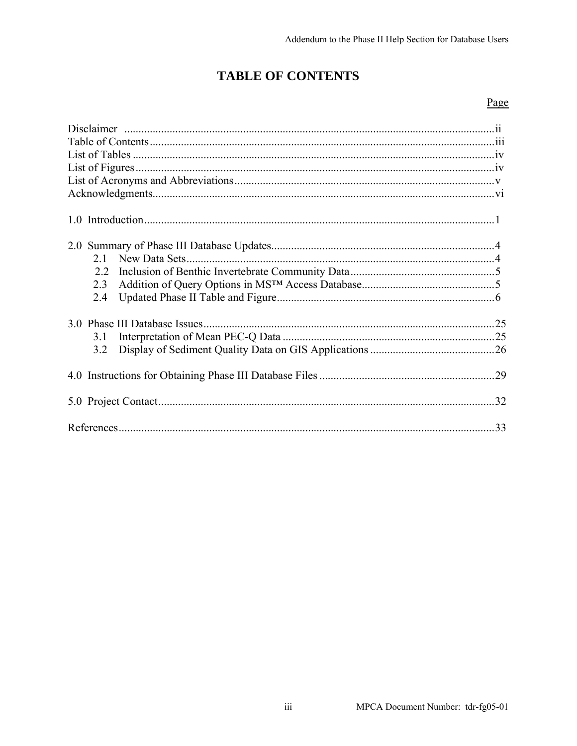# TABLE OF CONTENTS

| | Page |
|---|---|
| Disclaimer | ii |
| Table of Contents | iii |
| List of Tables | iv |
| List of Figures | iv |
| List of Acronyms and Abbreviations | v |
| Acknowledgments | vi |
| 1.0 Introduction | 1 |
| 2.0 Summary of Phase III Database Updates | 4 |
| 2.1 New Data Sets | 4 |
| 2.2 Inclusion of Benthic Invertebrate Community Data | 5 |
| 2.3 Addition of Query Options in MS™ Access Database | 5 |
| 2.4 Updated Phase II Table and Figure | 6 |
| 3.0 Phase III Database Issues | 25 |
| 3.1 Interpretation of Mean PEC-Q Data | 25 |
| 3.2 Display of Sediment Quality Data on GIS Applications | 26 |
| 4.0 Instructions for Obtaining Phase III Database Files | 29 |
| 5.0 Project Contact | 32 |
| References | 33 |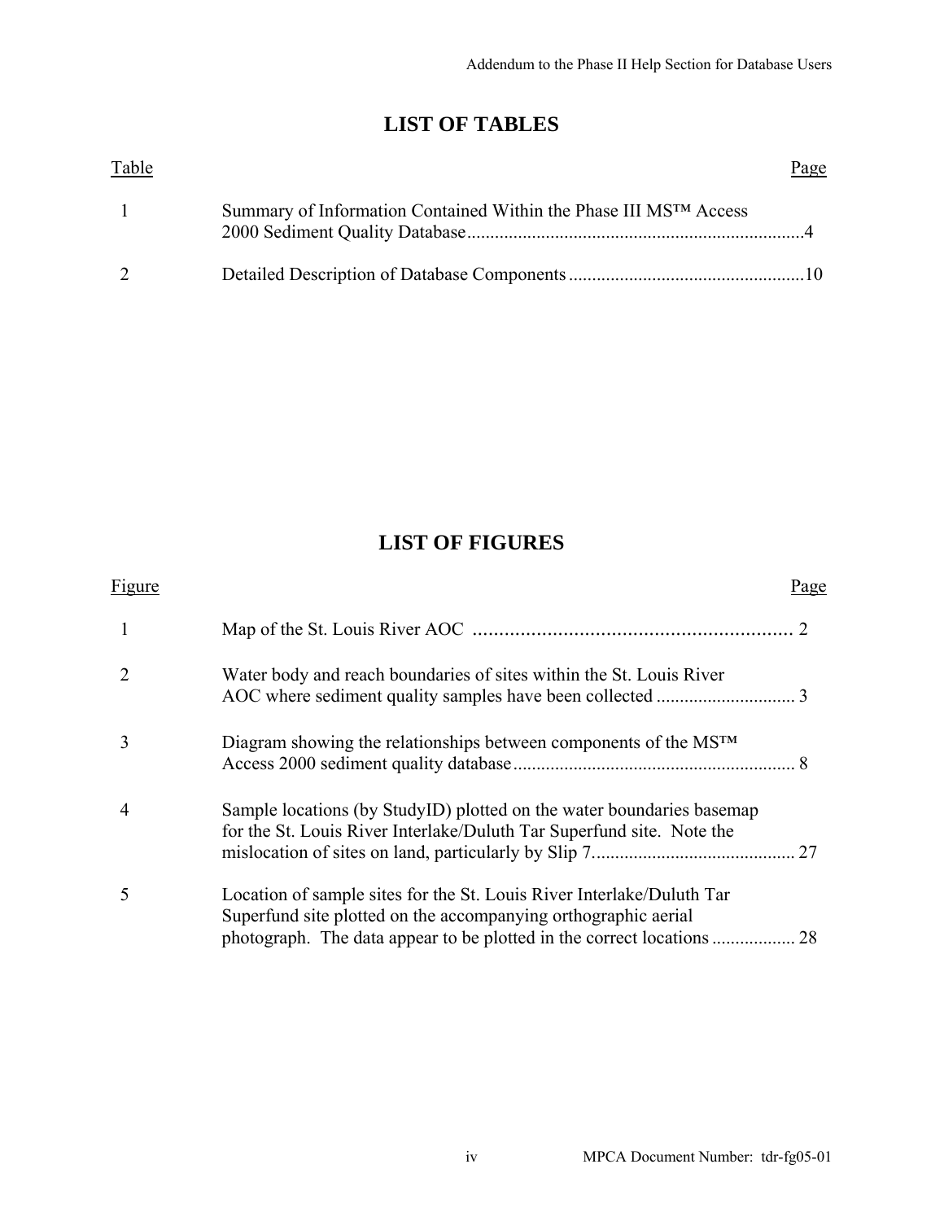## LIST OF TABLES

| Table | | Page |
|---|---|---|
| 1 | Summary of Information Contained Within the Phase III MS™ Access 2000 Sediment Quality Database | 4 |
| 2 | Detailed Description of Database Components | 10 |

## LIST OF FIGURES

| Figure | | Page |
|---|---|---|
| 1 | Map of the St. Louis River AOC | 2 |
| 2 | Water body and reach boundaries of sites within the St. Louis River AOC where sediment quality samples have been collected | 3 |
| 3 | Diagram showing the relationships between components of the MS™ Access 2000 sediment quality database | 8 |
| 4 | Sample locations (by StudyID) plotted on the water boundaries basemap for the St. Louis River Interlake/Duluth Tar Superfund site. Note the mislocation of sites on land, particularly by Slip 7 | 27 |
| 5 | Location of sample sites for the St. Louis River Interlake/Duluth Tar Superfund site plotted on the accompanying orthographic aerial photograph. The data appear to be plotted in the correct locations | 28 |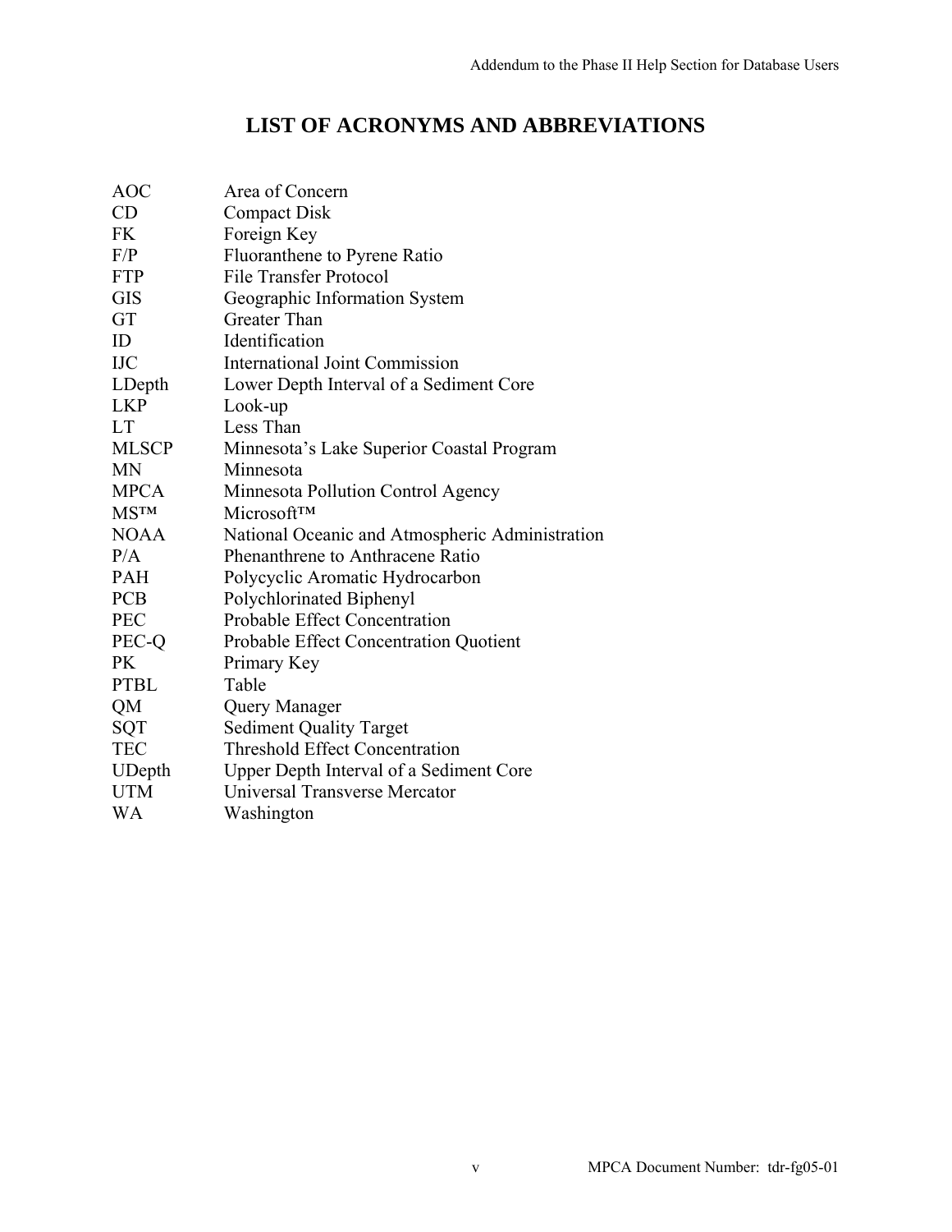# LIST OF ACRONYMS AND ABBREVIATIONS

| | |
|---|---|
| AOC | Area of Concern |
| CD | Compact Disk |
| FK | Foreign Key |
| F/P | Fluoranthene to Pyrene Ratio |
| FTP | File Transfer Protocol |
| GIS | Geographic Information System |
| GT | Greater Than |
| ID | Identification |
| IJC | International Joint Commission |
| LDepth | Lower Depth Interval of a Sediment Core |
| LKP | Look-up |
| LT | Less Than |
| MLSCP | Minnesota's Lake Superior Coastal Program |
| MN | Minnesota |
| MPCA | Minnesota Pollution Control Agency |
| MS™ | Microsoft™ |
| NOAA | National Oceanic and Atmospheric Administration |
| P/A | Phenanthrene to Anthracene Ratio |
| PAH | Polycyclic Aromatic Hydrocarbon |
| PCB | Polychlorinated Biphenyl |
| PEC | Probable Effect Concentration |
| PEC-Q | Probable Effect Concentration Quotient |
| PK | Primary Key |
| PTBL | Table |
| QM | Query Manager |
| SQT | Sediment Quality Target |
| TEC | Threshold Effect Concentration |
| UDepth | Upper Depth Interval of a Sediment Core |
| UTM | Universal Transverse Mercator |
| WA | Washington |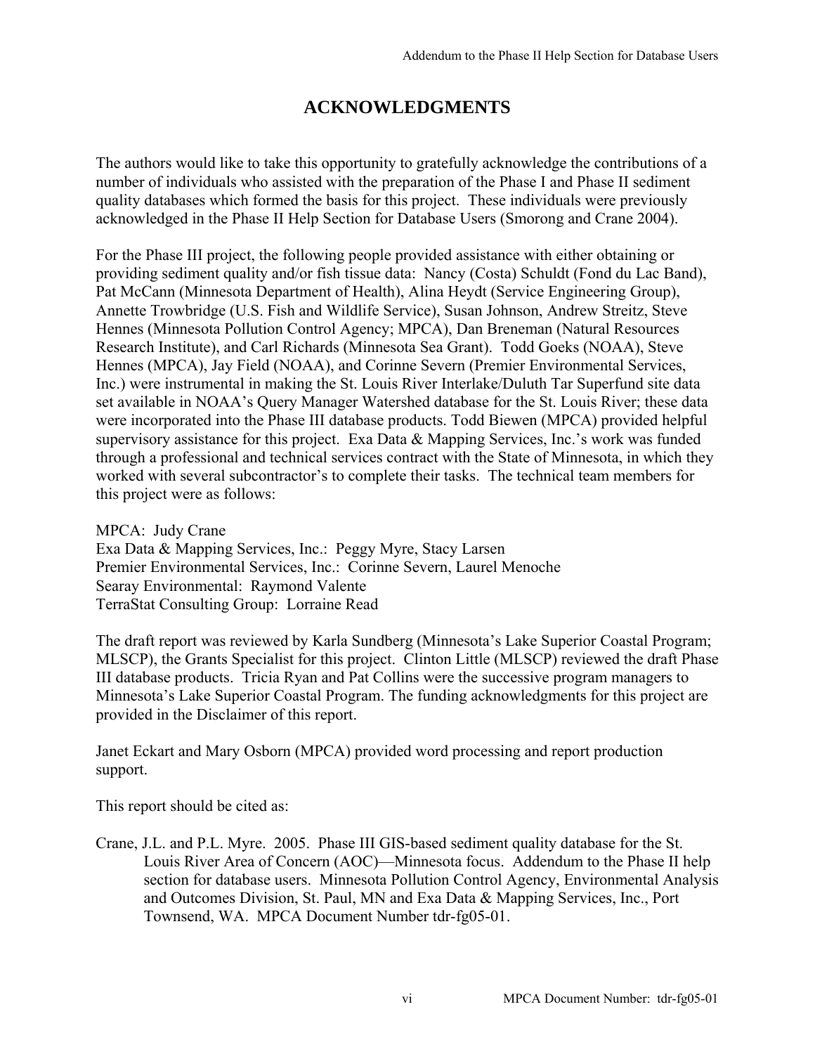# ACKNOWLEDGMENTS

The authors would like to take this opportunity to gratefully acknowledge the contributions of a number of individuals who assisted with the preparation of the Phase I and Phase II sediment quality databases which formed the basis for this project. These individuals were previously acknowledged in the Phase II Help Section for Database Users (Smorong and Crane 2004).

For the Phase III project, the following people provided assistance with either obtaining or providing sediment quality and/or fish tissue data: Nancy (Costa) Schuldt (Fond du Lac Band), Pat McCann (Minnesota Department of Health), Alina Heydt (Service Engineering Group), Annette Trowbridge (U.S. Fish and Wildlife Service), Susan Johnson, Andrew Streitz, Steve Hennes (Minnesota Pollution Control Agency; MPCA), Dan Breneman (Natural Resources Research Institute), and Carl Richards (Minnesota Sea Grant). Todd Goeks (NOAA), Steve Hennes (MPCA), Jay Field (NOAA), and Corinne Severn (Premier Environmental Services, Inc.) were instrumental in making the St. Louis River Interlake/Duluth Tar Superfund site data set available in NOAA's Query Manager Watershed database for the St. Louis River; these data were incorporated into the Phase III database products. Todd Biewen (MPCA) provided helpful supervisory assistance for this project. Exa Data & Mapping Services, Inc.'s work was funded through a professional and technical services contract with the State of Minnesota, in which they worked with several subcontractor's to complete their tasks. The technical team members for this project were as follows:

MPCA: Judy Crane
Exa Data & Mapping Services, Inc.: Peggy Myre, Stacy Larsen
Premier Environmental Services, Inc.: Corinne Severn, Laurel Menoche
Searay Environmental: Raymond Valente
TerraStat Consulting Group: Lorraine Read

The draft report was reviewed by Karla Sundberg (Minnesota's Lake Superior Coastal Program; MLSCP), the Grants Specialist for this project. Clinton Little (MLSCP) reviewed the draft Phase III database products. Tricia Ryan and Pat Collins were the successive program managers to Minnesota's Lake Superior Coastal Program. The funding acknowledgments for this project are provided in the Disclaimer of this report.

Janet Eckart and Mary Osborn (MPCA) provided word processing and report production support.

This report should be cited as:

Crane, J.L. and P.L. Myre. 2005. Phase III GIS-based sediment quality database for the St. Louis River Area of Concern (AOC)—Minnesota focus. Addendum to the Phase II help section for database users. Minnesota Pollution Control Agency, Environmental Analysis and Outcomes Division, St. Paul, MN and Exa Data & Mapping Services, Inc., Port Townsend, WA. MPCA Document Number tdr-fg05-01.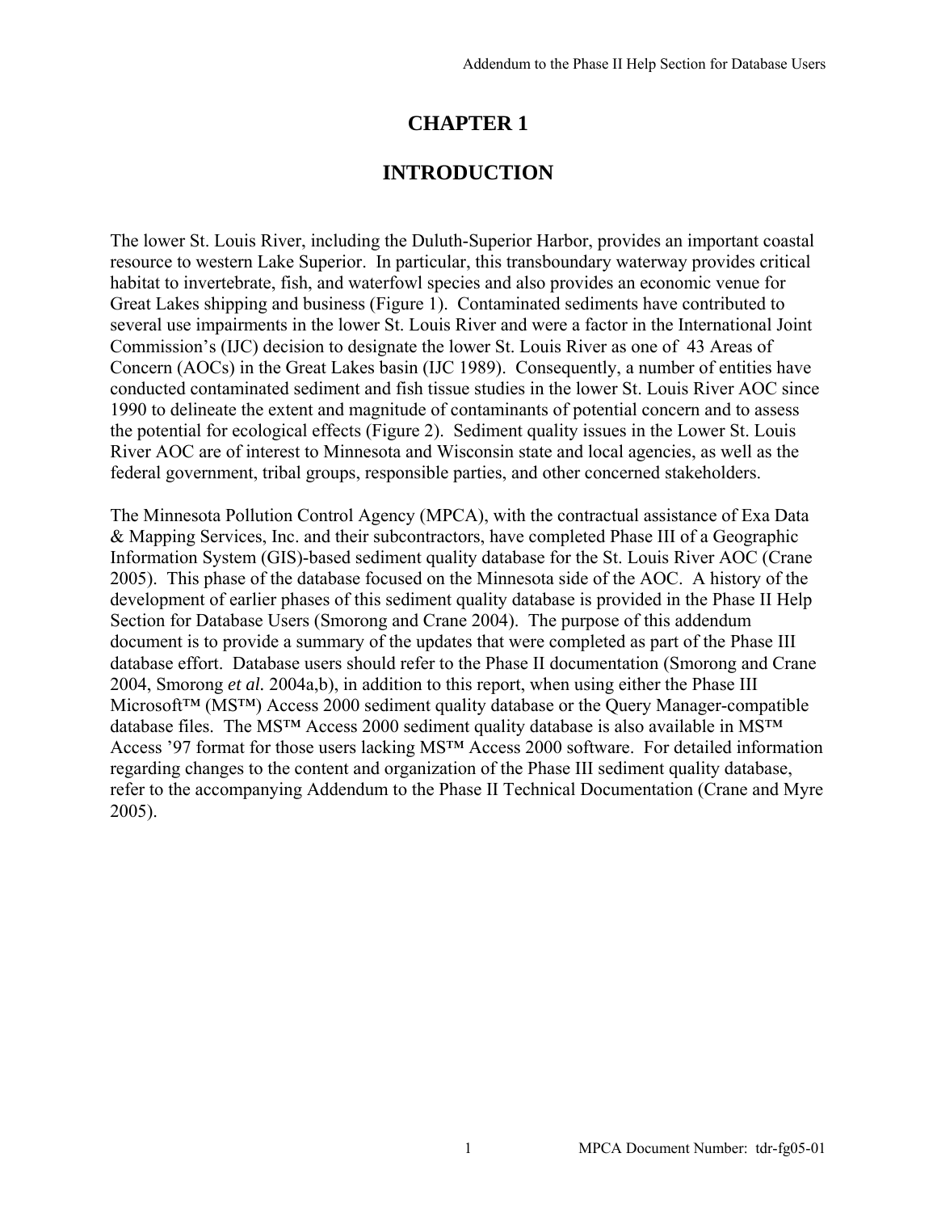# CHAPTER 1

# INTRODUCTION

The lower St. Louis River, including the Duluth-Superior Harbor, provides an important coastal resource to western Lake Superior. In particular, this transboundary waterway provides critical habitat to invertebrate, fish, and waterfowl species and also provides an economic venue for Great Lakes shipping and business (Figure 1). Contaminated sediments have contributed to several use impairments in the lower St. Louis River and were a factor in the International Joint Commission's (IJC) decision to designate the lower St. Louis River as one of 43 Areas of Concern (AOCs) in the Great Lakes basin (IJC 1989). Consequently, a number of entities have conducted contaminated sediment and fish tissue studies in the lower St. Louis River AOC since 1990 to delineate the extent and magnitude of contaminants of potential concern and to assess the potential for ecological effects (Figure 2). Sediment quality issues in the Lower St. Louis River AOC are of interest to Minnesota and Wisconsin state and local agencies, as well as the federal government, tribal groups, responsible parties, and other concerned stakeholders.

The Minnesota Pollution Control Agency (MPCA), with the contractual assistance of Exa Data & Mapping Services, Inc. and their subcontractors, have completed Phase III of a Geographic Information System (GIS)-based sediment quality database for the St. Louis River AOC (Crane 2005). This phase of the database focused on the Minnesota side of the AOC. A history of the development of earlier phases of this sediment quality database is provided in the Phase II Help Section for Database Users (Smorong and Crane 2004). The purpose of this addendum document is to provide a summary of the updates that were completed as part of the Phase III database effort. Database users should refer to the Phase II documentation (Smorong and Crane 2004, Smorong *et al.* 2004a,b), in addition to this report, when using either the Phase III Microsoft™ (MS™) Access 2000 sediment quality database or the Query Manager-compatible database files. The MS™ Access 2000 sediment quality database is also available in MS™ Access '97 format for those users lacking MS™ Access 2000 software. For detailed information regarding changes to the content and organization of the Phase III sediment quality database, refer to the accompanying Addendum to the Phase II Technical Documentation (Crane and Myre 2005).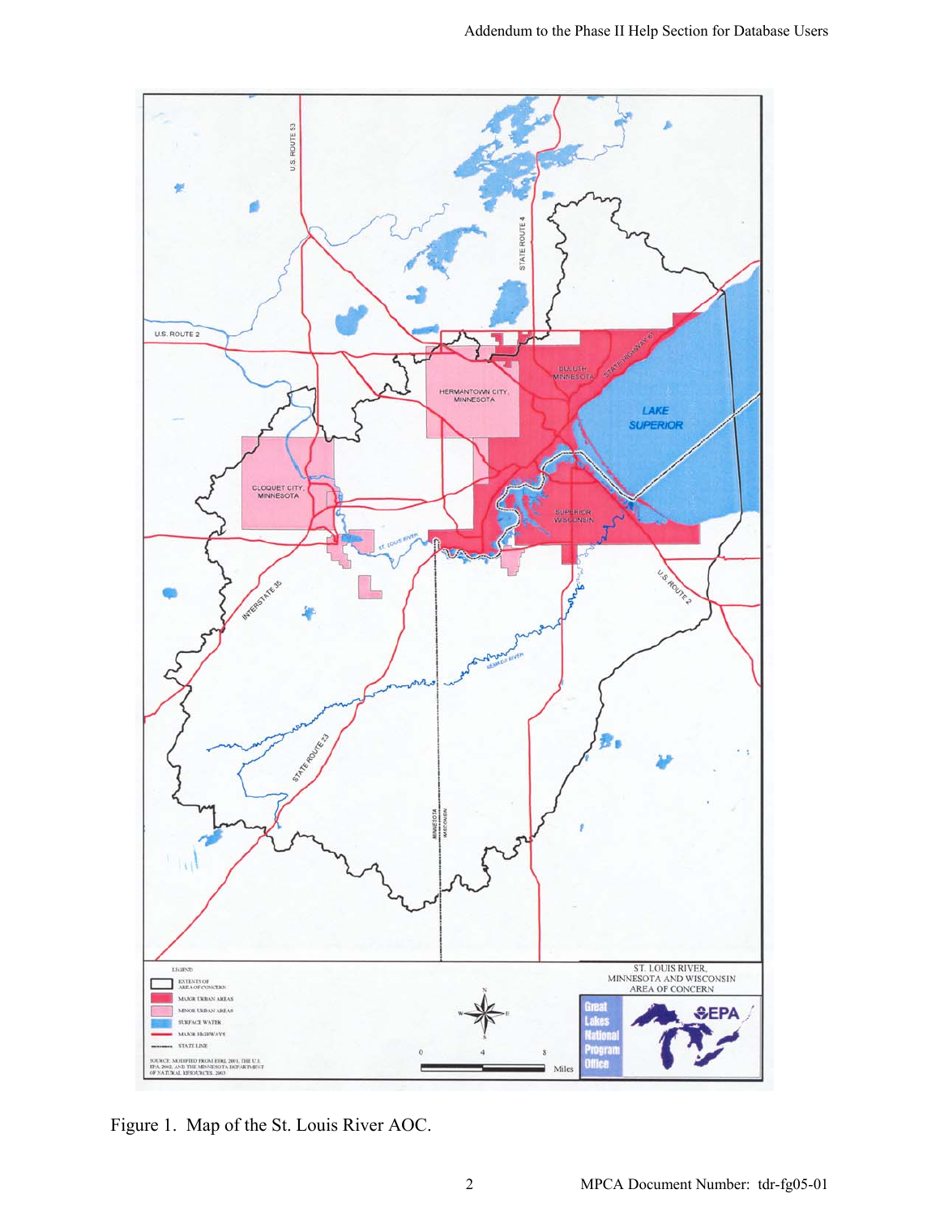Figure 1. Map of the St. Louis River AOC.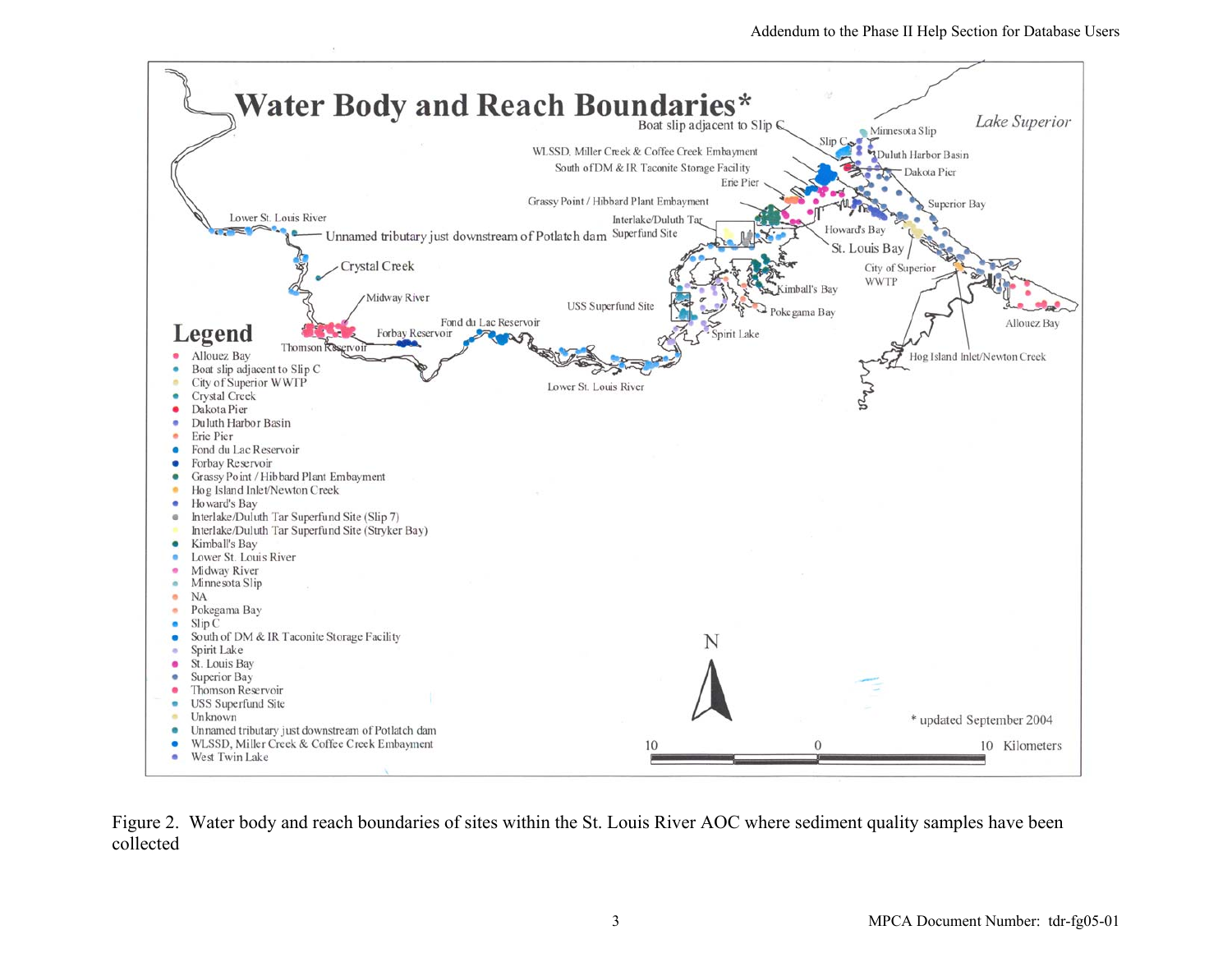Figure 2. Water body and reach boundaries of sites within the St. Louis River AOC where sediment quality samples have been collected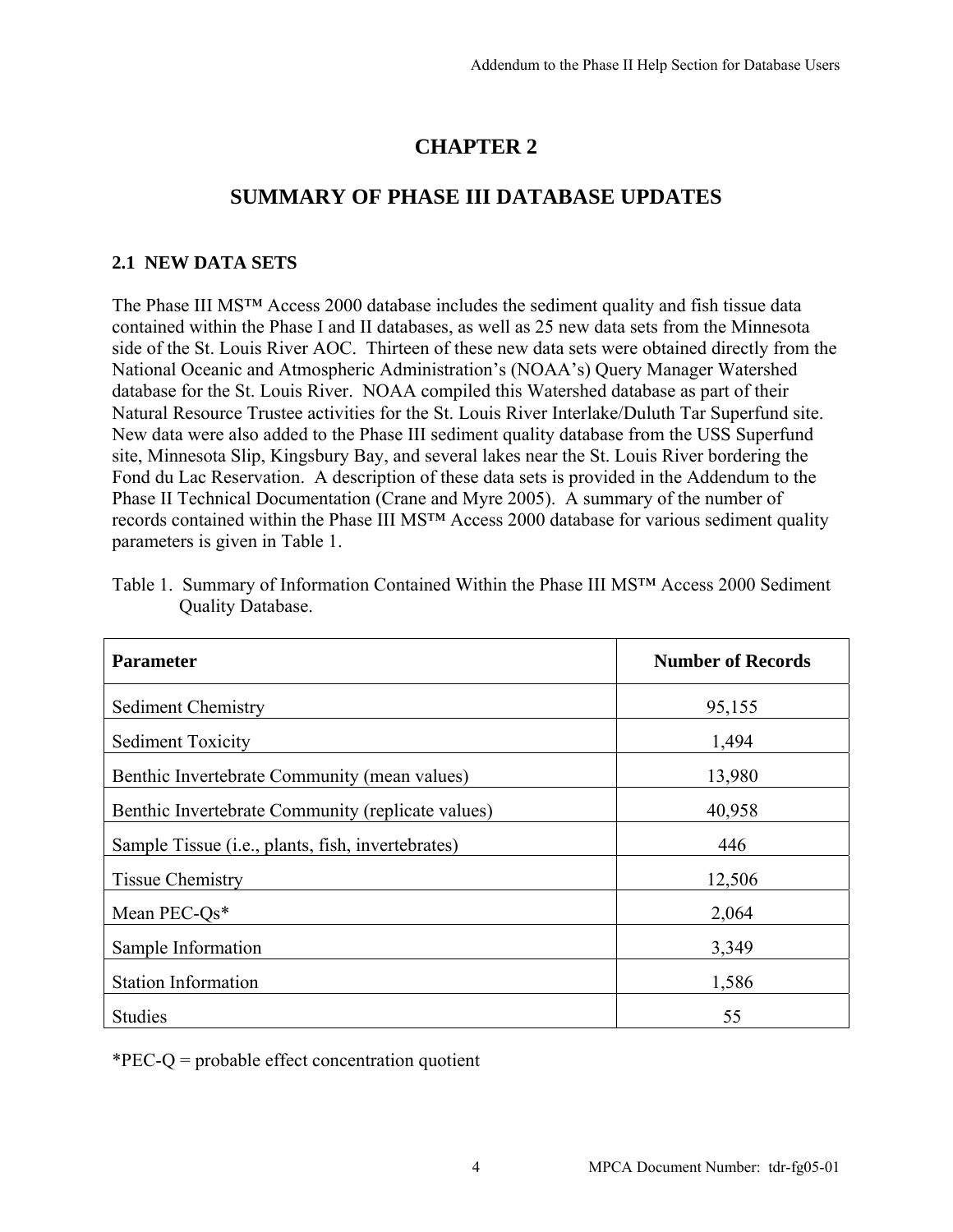# CHAPTER 2

## SUMMARY OF PHASE III DATABASE UPDATES

### 2.1 NEW DATA SETS

The Phase III MS™ Access 2000 database includes the sediment quality and fish tissue data contained within the Phase I and II databases, as well as 25 new data sets from the Minnesota side of the St. Louis River AOC. Thirteen of these new data sets were obtained directly from the National Oceanic and Atmospheric Administration's (NOAA's) Query Manager Watershed database for the St. Louis River. NOAA compiled this Watershed database as part of their Natural Resource Trustee activities for the St. Louis River Interlake/Duluth Tar Superfund site. New data were also added to the Phase III sediment quality database from the USS Superfund site, Minnesota Slip, Kingsbury Bay, and several lakes near the St. Louis River bordering the Fond du Lac Reservation. A description of these data sets is provided in the Addendum to the Phase II Technical Documentation (Crane and Myre 2005). A summary of the number of records contained within the Phase III MS™ Access 2000 database for various sediment quality parameters is given in Table 1.

Table 1. Summary of Information Contained Within the Phase III MS™ Access 2000 Sediment Quality Database.

| Parameter | Number of Records |
| --- | --- |
| Sediment Chemistry | 95,155 |
| Sediment Toxicity | 1,494 |
| Benthic Invertebrate Community (mean values) | 13,980 |
| Benthic Invertebrate Community (replicate values) | 40,958 |
| Sample Tissue (i.e., plants, fish, invertebrates) | 446 |
| Tissue Chemistry | 12,506 |
| Mean PEC-Qs* | 2,064 |
| Sample Information | 3,349 |
| Station Information | 1,586 |
| Studies | 55 |

*PEC-Q = probable effect concentration quotient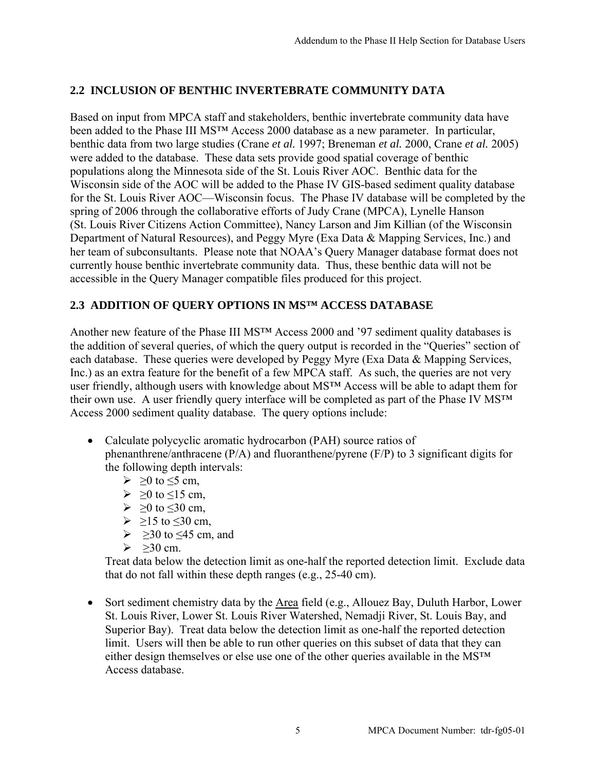## 2.2 INCLUSION OF BENTHIC INVERTEBRATE COMMUNITY DATA

Based on input from MPCA staff and stakeholders, benthic invertebrate community data have been added to the Phase III MS™ Access 2000 database as a new parameter. In particular, benthic data from two large studies (Crane *et al.* 1997; Breneman *et al.* 2000, Crane *et al.* 2005) were added to the database. These data sets provide good spatial coverage of benthic populations along the Minnesota side of the St. Louis River AOC. Benthic data for the Wisconsin side of the AOC will be added to the Phase IV GIS-based sediment quality database for the St. Louis River AOC—Wisconsin focus. The Phase IV database will be completed by the spring of 2006 through the collaborative efforts of Judy Crane (MPCA), Lynelle Hanson (St. Louis River Citizens Action Committee), Nancy Larson and Jim Killian (of the Wisconsin Department of Natural Resources), and Peggy Myre (Exa Data & Mapping Services, Inc.) and her team of subconsultants. Please note that NOAA's Query Manager database format does not currently house benthic invertebrate community data. Thus, these benthic data will not be accessible in the Query Manager compatible files produced for this project.

## 2.3 ADDITION OF QUERY OPTIONS IN MS™ ACCESS DATABASE

Another new feature of the Phase III MS™ Access 2000 and '97 sediment quality databases is the addition of several queries, of which the query output is recorded in the "Queries" section of each database. These queries were developed by Peggy Myre (Exa Data & Mapping Services, Inc.) as an extra feature for the benefit of a few MPCA staff. As such, the queries are not very user friendly, although users with knowledge about MS™ Access will be able to adapt them for their own use. A user friendly query interface will be completed as part of the Phase IV MS™ Access 2000 sediment quality database. The query options include:

- Calculate polycyclic aromatic hydrocarbon (PAH) source ratios of phenanthrene/anthracene (P/A) and fluoranthene/pyrene (F/P) to 3 significant digits for the following depth intervals:
  - ≥0 to ≤5 cm,
  - ≥0 to ≤15 cm,
  - ≥0 to ≤30 cm,
  - ≥15 to ≤30 cm,
  - ≥30 to ≤45 cm, and
  - ≥30 cm.

  Treat data below the detection limit as one-half the reported detection limit. Exclude data that do not fall within these depth ranges (e.g., 25-40 cm).

- Sort sediment chemistry data by the Area field (e.g., Allouez Bay, Duluth Harbor, Lower St. Louis River, Lower St. Louis River Watershed, Nemadji River, St. Louis Bay, and Superior Bay). Treat data below the detection limit as one-half the reported detection limit. Users will then be able to run other queries on this subset of data that they can either design themselves or else use one of the other queries available in the MS™ Access database.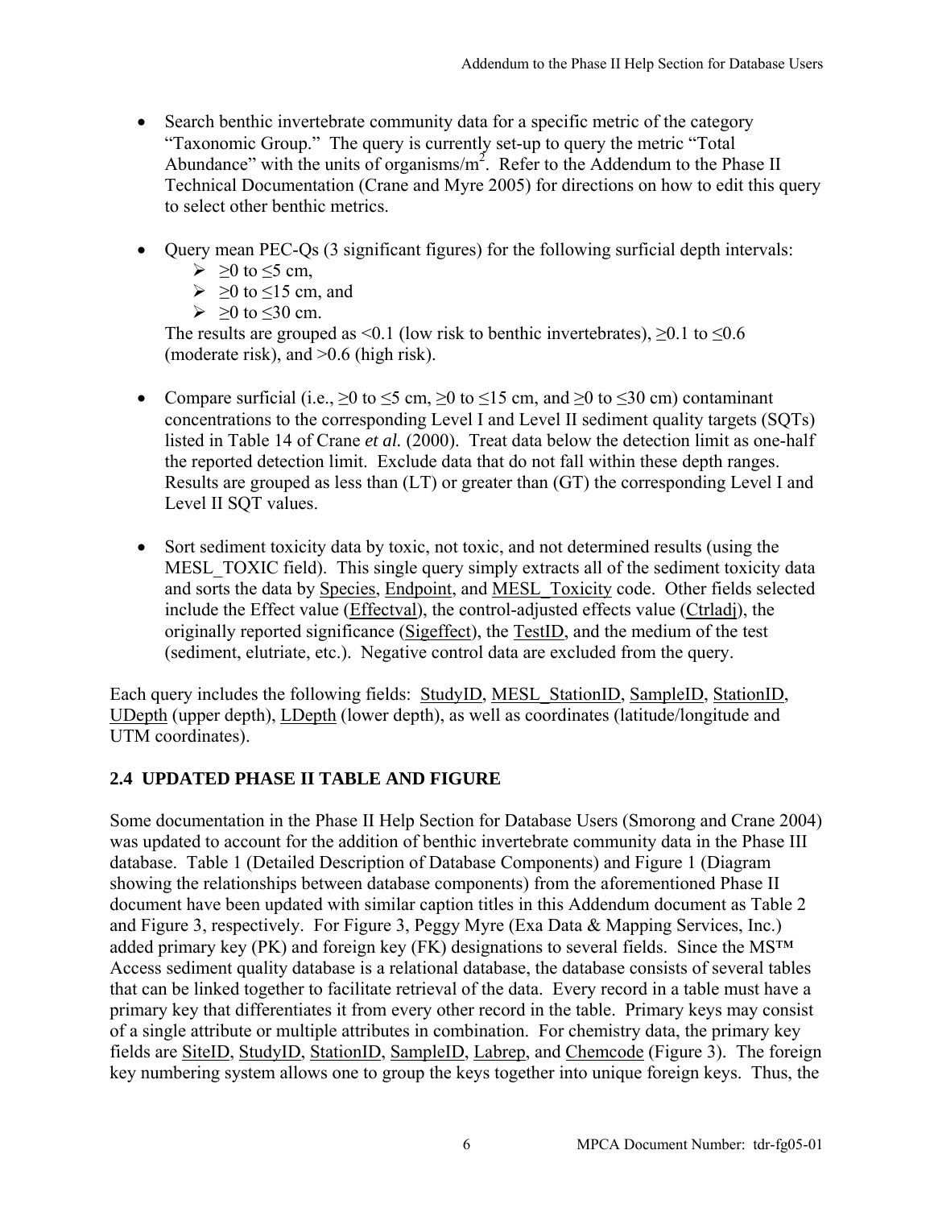- Search benthic invertebrate community data for a specific metric of the category "Taxonomic Group." The query is currently set-up to query the metric "Total Abundance" with the units of organisms/m$^2$. Refer to the Addendum to the Phase II Technical Documentation (Crane and Myre 2005) for directions on how to edit this query to select other benthic metrics.

- Query mean PEC-Qs (3 significant figures) for the following surficial depth intervals:
  - ≥0 to ≤5 cm,
  - ≥0 to ≤15 cm, and
  - ≥0 to ≤30 cm.

  The results are grouped as <0.1 (low risk to benthic invertebrates), ≥0.1 to ≤0.6 (moderate risk), and >0.6 (high risk).

- Compare surficial (i.e., ≥0 to ≤5 cm, ≥0 to ≤15 cm, and ≥0 to ≤30 cm) contaminant concentrations to the corresponding Level I and Level II sediment quality targets (SQTs) listed in Table 14 of Crane *et al.* (2000). Treat data below the detection limit as one-half the reported detection limit. Exclude data that do not fall within these depth ranges. Results are grouped as less than (LT) or greater than (GT) the corresponding Level I and Level II SQT values.

- Sort sediment toxicity data by toxic, not toxic, and not determined results (using the MESL_TOXIC field). This single query simply extracts all of the sediment toxicity data and sorts the data by Species, Endpoint, and MESL_Toxicity code. Other fields selected include the Effect value (Effectval), the control-adjusted effects value (Ctrladj), the originally reported significance (Sigeffect), the TestID, and the medium of the test (sediment, elutriate, etc.). Negative control data are excluded from the query.

Each query includes the following fields: StudyID, MESL_StationID, SampleID, StationID, UDepth (upper depth), LDepth (lower depth), as well as coordinates (latitude/longitude and UTM coordinates).

## 2.4 UPDATED PHASE II TABLE AND FIGURE

Some documentation in the Phase II Help Section for Database Users (Smorong and Crane 2004) was updated to account for the addition of benthic invertebrate community data in the Phase III database. Table 1 (Detailed Description of Database Components) and Figure 1 (Diagram showing the relationships between database components) from the aforementioned Phase II document have been updated with similar caption titles in this Addendum document as Table 2 and Figure 3, respectively. For Figure 3, Peggy Myre (Exa Data & Mapping Services, Inc.) added primary key (PK) and foreign key (FK) designations to several fields. Since the MS™ Access sediment quality database is a relational database, the database consists of several tables that can be linked together to facilitate retrieval of the data. Every record in a table must have a primary key that differentiates it from every other record in the table. Primary keys may consist of a single attribute or multiple attributes in combination. For chemistry data, the primary key fields are SiteID, StudyID, StationID, SampleID, Labrep, and Chemcode (Figure 3). The foreign key numbering system allows one to group the keys together into unique foreign keys. Thus, the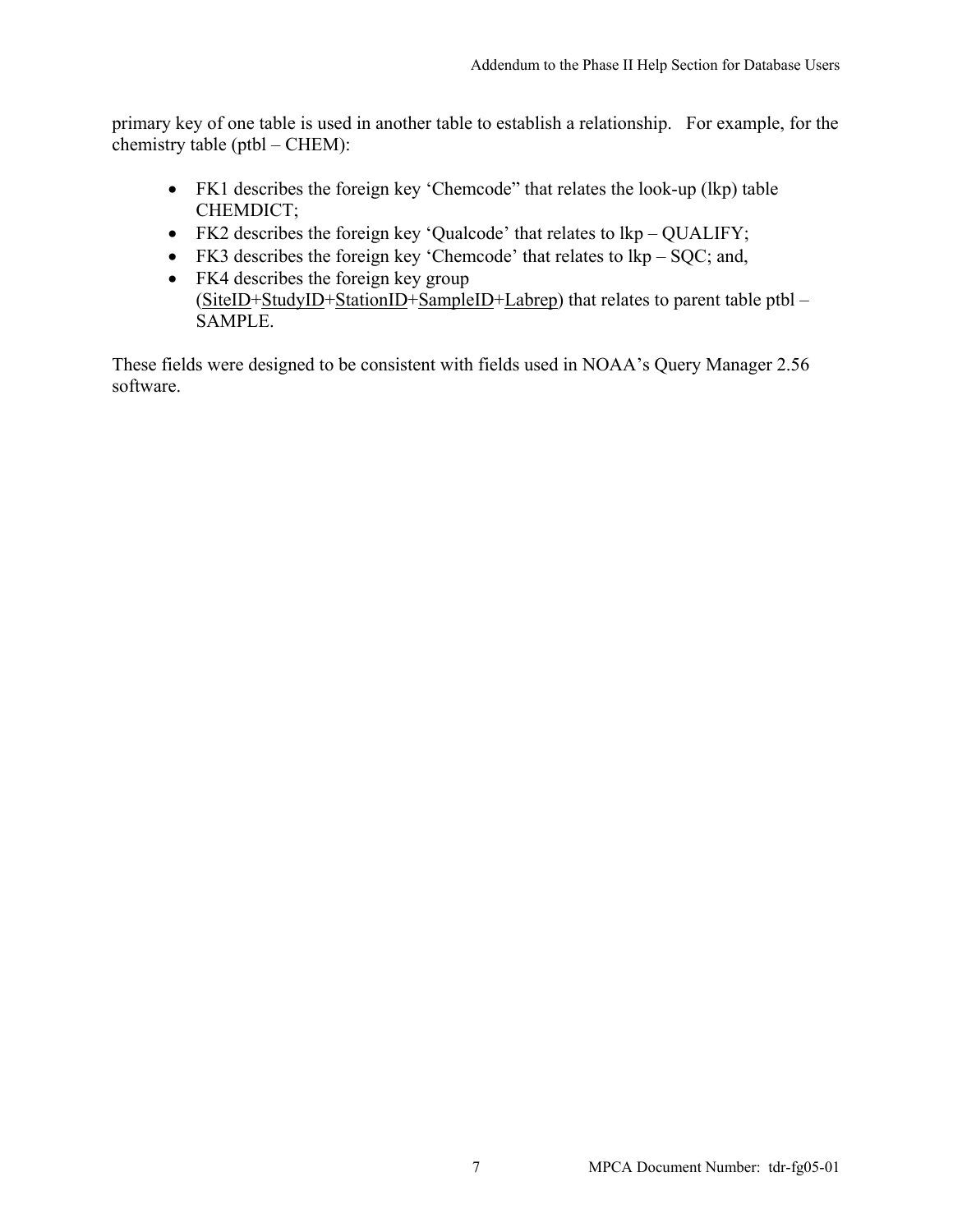primary key of one table is used in another table to establish a relationship. For example, for the chemistry table (ptbl – CHEM):

- FK1 describes the foreign key 'Chemcode" that relates the look-up (lkp) table CHEMDICT;
- FK2 describes the foreign key 'Qualcode' that relates to lkp – QUALIFY;
- FK3 describes the foreign key 'Chemcode' that relates to lkp – SQC; and,
- FK4 describes the foreign key group (<u>SiteID</u>+<u>StudyID</u>+<u>StationID</u>+<u>SampleID</u>+<u>Labrep</u>) that relates to parent table ptbl – SAMPLE.

These fields were designed to be consistent with fields used in NOAA's Query Manager 2.56 software.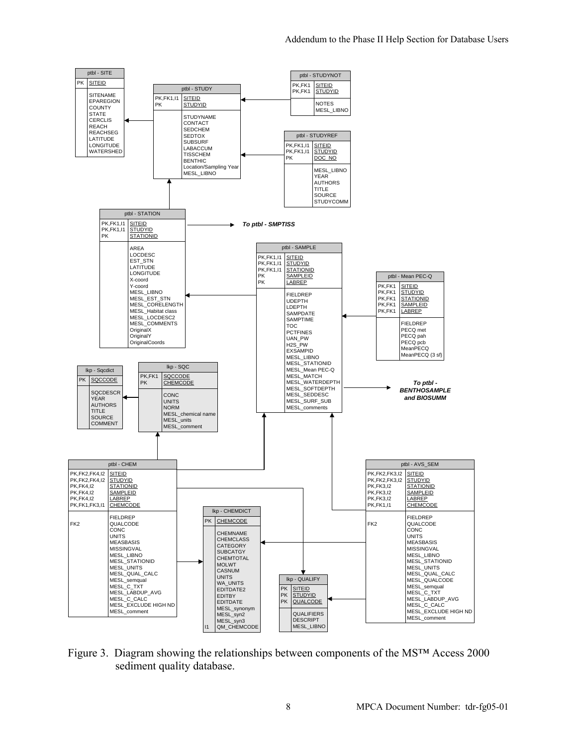**ptbl - SITE**

| Key | Field |
|---|---|
| PK | SITEID |
| | SITENAME |
| | EPAREGION |
| | COUNTY |
| | STATE |
| | CERCLIS |
| | REACH |
| | REACHSEG |
| | LATITUDE |
| | LONGITUDE |
| | WATERSHED |

**ptbl - STUDY**

| Key | Field |
|---|---|
| PK,FK1,I1 | SITEID |
| PK | STUDYID |
| | STUDYNAME |
| | CONTACT |
| | SEDCHEM |
| | SEDTOX |
| | SUBSURF |
| | LABACCUM |
| | TISSCHEM |
| | BENTHIC |
| | Location/Sampling Year |
| | MESL_LIBNO |

**ptbl - STUDYNOT**

| Key | Field |
|---|---|
| PK,FK1 | SITEID |
| PK,FK1 | STUDYID |
| | NOTES |
| | MESL_LIBNO |

**ptbl - STUDYREF**

| Key | Field |
|---|---|
| PK,FK1,I1 | SITEID |
| PK,FK1,I1 | STUDYID |
| PK | DOC_NO |
| | MESL_LIBNO |
| | YEAR |
| | AUTHORS |
| | TITLE |
| | SOURCE |
| | STUDYCOMM |

**ptbl - STATION** (→ *To ptbl - SMPTISS*)

| Key | Field |
|---|---|
| PK,FK1,I1 | SITEID |
| PK,FK1,I1 | STUDYID |
| PK | STATIONID |
| | AREA |
| | LOCDESC |
| | EST_STN |
| | LATITUDE |
| | LONGITUDE |
| | X-coord |
| | Y-coord |
| | MESL_LIBNO |
| | MESL_EST_STN |
| | MESL_CORELENGTH |
| | MESL_Habitat class |
| | MESL_LOCDESC2 |
| | MESL_COMMENTS |
| | OriginalX |
| | OriginalY |
| | OriginalCoords |

**ptbl - SAMPLE** (→ *To ptbl - BENTHOSAMPLE and BIOSUMM*)

| Key | Field |
|---|---|
| PK,FK1,I1 | SITEID |
| PK,FK1,I1 | STUDYID |
| PK,FK1,I1 | STATIONID |
| PK | SAMPLEID |
| PK | LABREP |
| | FIELDREP |
| | UDEPTH |
| | LDEPTH |
| | SAMPDATE |
| | SAMPTIME |
| | TOC |
| | PCTFINES |
| | UAN_PW |
| | H2S_PW |
| | EXSAMPID |
| | MESL_LIBNO |
| | MESL_STATIONID |
| | MESL_Mean PEC-Q |
| | MESL_MATCH |
| | MESL_WATERDEPTH |
| | MESL_SOFTDEPTH |
| | MESL_SEDDESC |
| | MESL_SURF_SUB |
| | MESL_comments |

**ptbl - Mean PEC-Q**

| Key | Field |
|---|---|
| PK,FK1 | SITEID |
| PK,FK1 | STUDYID |
| PK,FK1 | STATIONID |
| PK,FK1 | SAMPLEID |
| PK,FK1 | LABREP |
| | FIELDREP |
| | PECQ met |
| | PECQ pah |
| | PECQ pcb |
| | MeanPECQ |
| | MeanPECQ (3 sf) |

**lkp - Sqcdict**

| Key | Field |
|---|---|
| PK | SQCCODE |
| | SQCDESCR |
| | YEAR |
| | AUTHORS |
| | TITLE |
| | SOURCE |
| | COMMENT |

**lkp - SQC**

| Key | Field |
|---|---|
| PK,FK1 | SQCCODE |
| PK | CHEMCODE |
| | CONC |
| | UNITS |
| | NORM |
| | MESL_chemical name |
| | MESL_units |
| | MESL_comment |

**ptbl - CHEM**

| Key | Field |
|---|---|
| PK,FK2,FK4,I2 | SITEID |
| PK,FK2,FK4,I2 | STUDYID |
| PK,FK4,I2 | STATIONID |
| PK,FK4,I2 | SAMPLEID |
| PK,FK4,I2 | LABREP |
| PK,FK1,FK3,I1 | CHEMCODE |
| | FIELDREP |
| FK2 | QUALCODE |
| | CONC |
| | UNITS |
| | MEASBASIS |
| | MISSINGVAL |
| | MESL_LIBNO |
| | MESL_STATIONID |
| | MESL_UNITS |
| | MESL_QUAL_CALC |
| | MESL_semqual |
| | MESL_C_TXT |
| | MESL_LABDUP_AVG |
| | MESL_C_CALC |
| | MESL_EXCLUDE HIGH ND |
| | MESL_comment |

**lkp - CHEMDICT**

| Key | Field |
|---|---|
| PK | CHEMCODE |
| | CHEMNAME |
| | CHEMCLASS |
| | CATEGORY |
| | SUBCATGY |
| | CHEMTOTAL |
| | MOLWT |
| | CASNUM |
| | UNITS |
| | WA_UNITS |
| | EDITDATE2 |
| | EDITBY |
| | EDITDATE |
| | MESL_synonym |
| | MESL_syn2 |
| | MESL_syn3 |
| I1 | QM_CHEMCODE |

**lkp - QUALIFY**

| Key | Field |
|---|---|
| PK | SITEID |
| PK | STUDYID |
| PK | QUALCODE |
| | QUALIFIERS |
| | DESCRIPT |
| | MESL_LIBNO |

**ptbl - AVS_SEM**

| Key | Field |
|---|---|
| PK,FK2,FK3,I2 | SITEID |
| PK,FK2,FK3,I2 | STUDYID |
| PK,FK3,I2 | STATIONID |
| PK,FK3,I2 | SAMPLEID |
| PK,FK3,I2 | LABREP |
| PK,FK1,I1 | CHEMCODE |
| | FIELDREP |
| FK2 | QUALCODE |
| | CONC |
| | UNITS |
| | MEASBASIS |
| | MISSINGVAL |
| | MESL_LIBNO |
| | MESL_STATIONID |
| | MESL_UNITS |
| | MESL_QUAL_CALC |
| | MESL_QUALCODE |
| | MESL_semqual |
| | MESL_C_TXT |
| | MESL_LABDUP_AVG |
| | MESL_C_CALC |
| | MESL_EXCLUDE HIGH ND |
| | MESL_comment |

Figure 3. Diagram showing the relationships between components of the MS™ Access 2000 sediment quality database.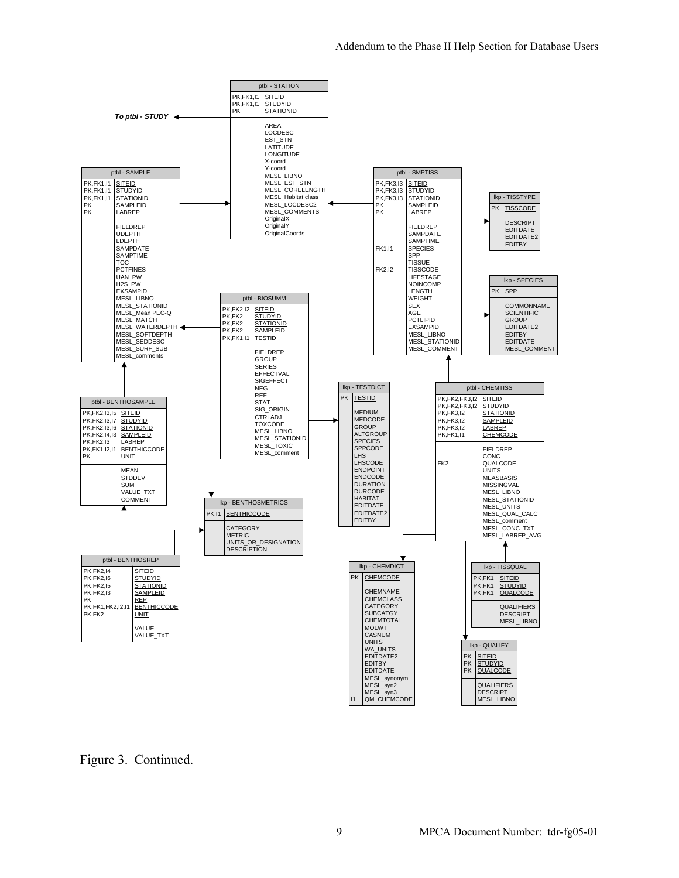**ptbl - STATION**

| Keys | Field |
|---|---|
| PK,FK1,I1 | SITEID |
| PK,FK1,I1 | STUDYID |
| PK | STATIONID |
| | AREA |
| | LOCDESC |
| | EST_STN |
| | LATITUDE |
| | LONGITUDE |
| | X-coord |
| | Y-coord |
| | MESL_LIBNO |
| | MESL_EST_STN |
| | MESL_CORELENGTH |
| | MESL_Habitat class |
| | MESL_LOCDESC2 |
| | MESL_COMMENTS |
| | OriginalX |
| | OriginalY |
| | OriginalCoords |

*To ptbl - STUDY*

**ptbl - SAMPLE**

| Keys | Field |
|---|---|
| PK,FK1,I1 | SITEID |
| PK,FK1,I1 | STUDYID |
| PK,FK1,I1 | STATIONID |
| PK | SAMPLEID |
| PK | LABREP |
| | FIELDREP |
| | UDEPTH |
| | LDEPTH |
| | SAMPDATE |
| | SAMPTIME |
| | TOC |
| | PCTFINES |
| | UAN_PW |
| | H2S_PW |
| | EXSAMPID |
| | MESL_LIBNO |
| | MESL_STATIONID |
| | MESL_Mean PEC-Q |
| | MESL_MATCH |
| | MESL_WATERDEPTH |
| | MESL_SOFTDEPTH |
| | MESL_SEDDESC |
| | MESL_SURF_SUB |
| | MESL_comments |

**ptbl - SMPTISS**

| Keys | Field |
|---|---|
| PK,FK3,I3 | SITEID |
| PK,FK3,I3 | STUDYID |
| PK,FK3,I3 | STATIONID |
| PK | SAMPLEID |
| PK | LABREP |
| | FIELDREP |
| | SAMPDATE |
| | SAMPTIME |
| FK1,I1 | SPECIES |
| | SPP |
| | TISSUE |
| FK2,I2 | TISSCODE |
| | LIFESTAGE |
| | NOINCOMP |
| | LENGTH |
| | WEIGHT |
| | SEX |
| | AGE |
| | PCTLIPID |
| | EXSAMPID |
| | MESL_LIBNO |
| | MESL_STATIONID |
| | MESL_COMMENT |

**lkp - TISSTYPE**

| Keys | Field |
|---|---|
| PK | TISSCODE |
| | DESCRIPT |
| | EDITDATE |
| | EDITDATE2 |
| | EDITBY |

**lkp - SPECIES**

| Keys | Field |
|---|---|
| PK | SPP |
| | COMMONNAME |
| | SCIENTIFIC |
| | GROUP |
| | EDITDATE2 |
| | EDITBY |
| | EDITDATE |
| | MESL_COMMENT |

**ptbl - BIOSUMM**

| Keys | Field |
|---|---|
| PK,FK2,I2 | SITEID |
| PK,FK2 | STUDYID |
| PK,FK2 | STATIONID |
| PK,FK2 | SAMPLEID |
| PK,FK1,I1 | TESTID |
| | FIELDREP |
| | GROUP |
| | SERIES |
| | EFFECTVAL |
| | SIGEFFECT |
| | NEG |
| | REF |
| | STAT |
| | SIG_ORIGIN |
| | CTRLADJ |
| | TOXCODE |
| | MESL_LIBNO |
| | MESL_STATIONID |
| | MESL_TOXIC |
| | MESL_comment |

**lkp - TESTDICT**

| Keys | Field |
|---|---|
| PK | TESTID |
| | MEDIUM |
| | MEDCODE |
| | GROUP |
| | ALTGROUP |
| | SPECIES |
| | SPPCODE |
| | LHS |
| | LHSCODE |
| | ENDPOINT |
| | ENDCODE |
| | DURATION |
| | DURCODE |
| | HABITAT |
| | EDITDATE |
| | EDITDATE2 |
| | EDITBY |

**ptbl - CHEMTISS**

| Keys | Field |
|---|---|
| PK,FK2,FK3,I2 | SITEID |
| PK,FK2,FK3,I2 | STUDYID |
| PK,FK3,I2 | STATIONID |
| PK,FK3,I2 | SAMPLEID |
| PK,FK3,I2 | LABREP |
| PK,FK1,I1 | CHEMCODE |
| | FIELDREP |
| | CONC |
| FK2 | QUALCODE |
| | UNITS |
| | MEASBASIS |
| | MISSINGVAL |
| | MESL_LIBNO |
| | MESL_STATIONID |
| | MESL_UNITS |
| | MESL_QUAL_CALC |
| | MESL_comment |
| | MESL_CONC_TXT |
| | MESL_LABREP_AVG |

**ptbl - BENTHOSAMPLE**

| Keys | Field |
|---|---|
| PK,FK2,I3,I5 | SITEID |
| PK,FK2,I3,I7 | STUDYID |
| PK,FK2,I3,I6 | STATIONID |
| PK,FK2,I4,I3 | SAMPLEID |
| PK,FK2,I3 | LABREP |
| PK,FK1,I2,I1 | BENTHICCODE |
| PK | UNIT |
| | MEAN |
| | STDDEV |
| | SUM |
| | VALUE_TXT |
| | COMMENT |

**lkp - BENTHOSMETRICS**

| Keys | Field |
|---|---|
| PK,I1 | BENTHICCODE |
| | CATEGORY |
| | METRIC |
| | UNITS_OR_DESIGNATION |
| | DESCRIPTION |

**ptbl - BENTHOSREP**

| Keys | Field |
|---|---|
| PK,FK2,I4 | SITEID |
| PK,FK2,I6 | STUDYID |
| PK,FK2,I5 | STATIONID |
| PK,FK2,I3 | SAMPLEID |
| PK | REP |
| PK,FK1,FK2,I2,I1 | BENTHICCODE |
| PK,FK2 | UNIT |
| | VALUE |
| | VALUE_TXT |

**lkp - CHEMDICT**

| Keys | Field |
|---|---|
| PK | CHEMCODE |
| | CHEMNAME |
| | CHEMCLASS |
| | CATEGORY |
| | SUBCATGY |
| | CHEMTOTAL |
| | MOLWT |
| | CASNUM |
| | UNITS |
| | WA_UNITS |
| | EDITDATE2 |
| | EDITBY |
| | EDITDATE |
| | MESL_synonym |
| | MESL_syn2 |
| | MESL_syn3 |
| I1 | QM_CHEMCODE |

**lkp - TISSQUAL**

| Keys | Field |
|---|---|
| PK,FK1 | SITEID |
| PK,FK1 | STUDYID |
| PK,FK1 | QUALCODE |
| | QUALIFIERS |
| | DESCRIPT |
| | MESL_LIBNO |

**lkp - QUALIFY**

| Keys | Field |
|---|---|
| PK | SITEID |
| PK | STUDYID |
| PK | QUALCODE |
| | QUALIFIERS |
| | DESCRIPT |
| | MESL_LIBNO |

Figure 3. Continued.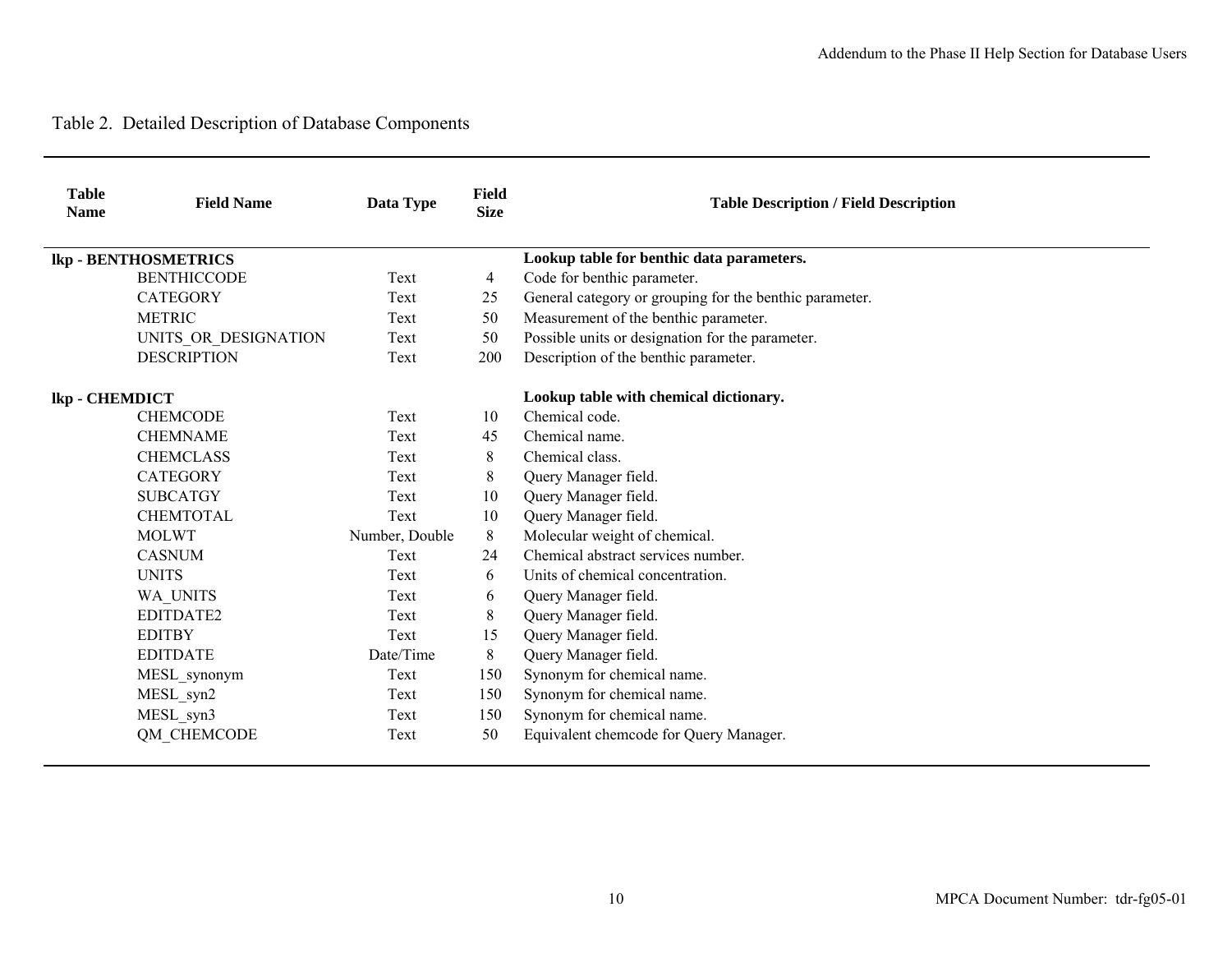Table 2. Detailed Description of Database Components

| Table Name | Field Name | Data Type | Field Size | Table Description / Field Description |
|---|---|---|---|---|
| **lkp - BENTHOSMETRICS** | | | | **Lookup table for benthic data parameters.** |
| | BENTHICCODE | Text | 4 | Code for benthic parameter. |
| | CATEGORY | Text | 25 | General category or grouping for the benthic parameter. |
| | METRIC | Text | 50 | Measurement of the benthic parameter. |
| | UNITS_OR_DESIGNATION | Text | 50 | Possible units or designation for the parameter. |
| | DESCRIPTION | Text | 200 | Description of the benthic parameter. |
| **lkp - CHEMDICT** | | | | **Lookup table with chemical dictionary.** |
| | CHEMCODE | Text | 10 | Chemical code. |
| | CHEMNAME | Text | 45 | Chemical name. |
| | CHEMCLASS | Text | 8 | Chemical class. |
| | CATEGORY | Text | 8 | Query Manager field. |
| | SUBCATGY | Text | 10 | Query Manager field. |
| | CHEMTOTAL | Text | 10 | Query Manager field. |
| | MOLWT | Number, Double | 8 | Molecular weight of chemical. |
| | CASNUM | Text | 24 | Chemical abstract services number. |
| | UNITS | Text | 6 | Units of chemical concentration. |
| | WA_UNITS | Text | 6 | Query Manager field. |
| | EDITDATE2 | Text | 8 | Query Manager field. |
| | EDITBY | Text | 15 | Query Manager field. |
| | EDITDATE | Date/Time | 8 | Query Manager field. |
| | MESL_synonym | Text | 150 | Synonym for chemical name. |
| | MESL_syn2 | Text | 150 | Synonym for chemical name. |
| | MESL_syn3 | Text | 150 | Synonym for chemical name. |
| | QM_CHEMCODE | Text | 50 | Equivalent chemcode for Query Manager. |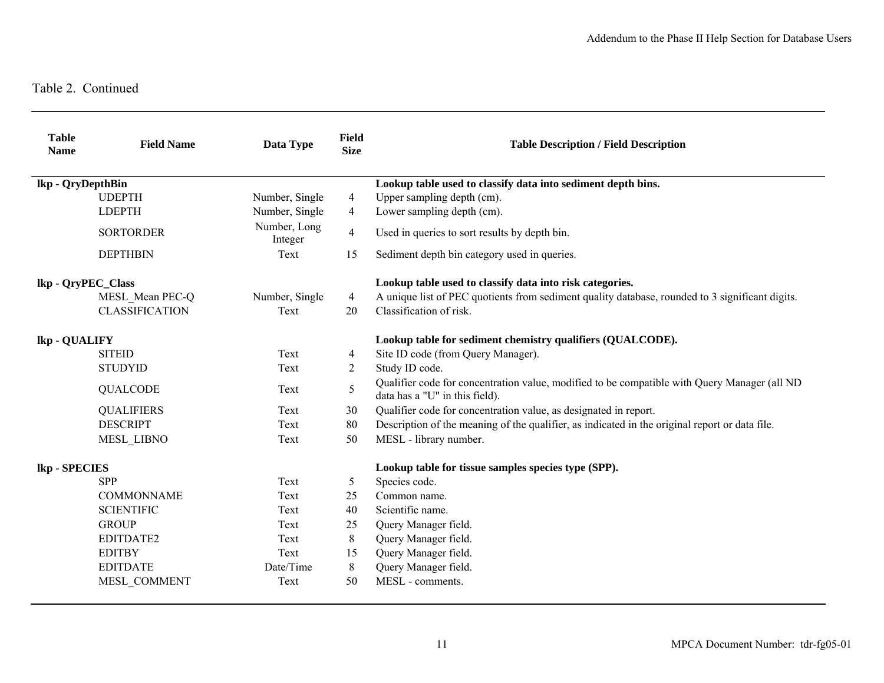Table 2. Continued

| Table Name | Field Name | Data Type | Field Size | Table Description / Field Description |
|---|---|---|---|---|
| **lkp - QryDepthBin** | | | | **Lookup table used to classify data into sediment depth bins.** |
| | UDEPTH | Number, Single | 4 | Upper sampling depth (cm). |
| | LDEPTH | Number, Single | 4 | Lower sampling depth (cm). |
| | SORTORDER | Number, Long Integer | 4 | Used in queries to sort results by depth bin. |
| | DEPTHBIN | Text | 15 | Sediment depth bin category used in queries. |
| **lkp - QryPEC_Class** | | | | **Lookup table used to classify data into risk categories.** |
| | MESL_Mean PEC-Q | Number, Single | 4 | A unique list of PEC quotients from sediment quality database, rounded to 3 significant digits. |
| | CLASSIFICATION | Text | 20 | Classification of risk. |
| **lkp - QUALIFY** | | | | **Lookup table for sediment chemistry qualifiers (QUALCODE).** |
| | SITEID | Text | 4 | Site ID code (from Query Manager). |
| | STUDYID | Text | 2 | Study ID code. |
| | QUALCODE | Text | 5 | Qualifier code for concentration value, modified to be compatible with Query Manager (all ND data has a "U" in this field). |
| | QUALIFIERS | Text | 30 | Qualifier code for concentration value, as designated in report. |
| | DESCRIPT | Text | 80 | Description of the meaning of the qualifier, as indicated in the original report or data file. |
| | MESL_LIBNO | Text | 50 | MESL - library number. |
| **lkp - SPECIES** | | | | **Lookup table for tissue samples species type (SPP).** |
| | SPP | Text | 5 | Species code. |
| | COMMONNAME | Text | 25 | Common name. |
| | SCIENTIFIC | Text | 40 | Scientific name. |
| | GROUP | Text | 25 | Query Manager field. |
| | EDITDATE2 | Text | 8 | Query Manager field. |
| | EDITBY | Text | 15 | Query Manager field. |
| | EDITDATE | Date/Time | 8 | Query Manager field. |
| | MESL_COMMENT | Text | 50 | MESL - comments. |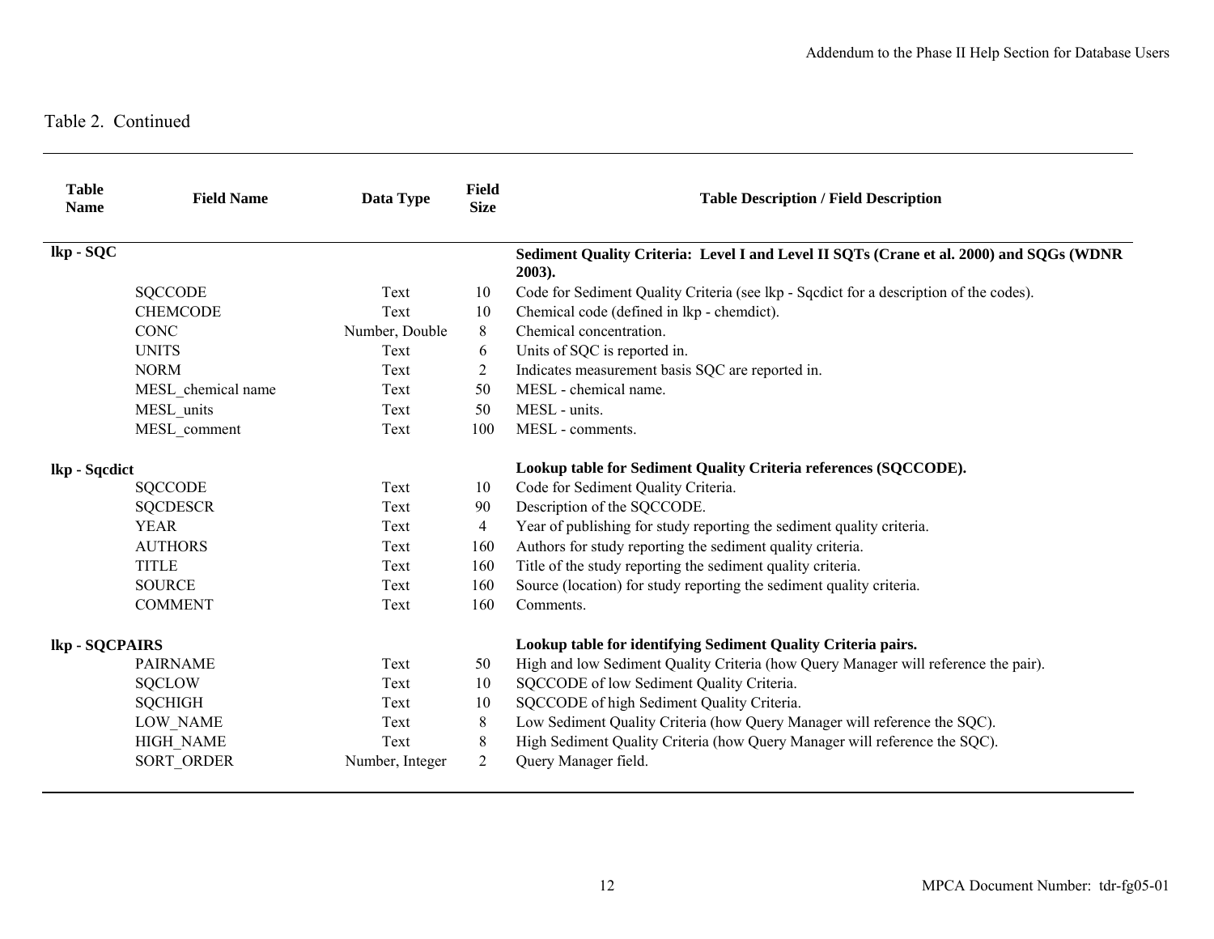Table 2. Continued

| Table Name | Field Name | Data Type | Field Size | Table Description / Field Description |
|---|---|---|---|---|
| **lkp - SQC** | | | | **Sediment Quality Criteria: Level I and Level II SQTs (Crane et al. 2000) and SQGs (WDNR 2003).** |
| | SQCCODE | Text | 10 | Code for Sediment Quality Criteria (see lkp - Sqcdict for a description of the codes). |
| | CHEMCODE | Text | 10 | Chemical code (defined in lkp - chemdict). |
| | CONC | Number, Double | 8 | Chemical concentration. |
| | UNITS | Text | 6 | Units of SQC is reported in. |
| | NORM | Text | 2 | Indicates measurement basis SQC are reported in. |
| | MESL_chemical name | Text | 50 | MESL - chemical name. |
| | MESL_units | Text | 50 | MESL - units. |
| | MESL_comment | Text | 100 | MESL - comments. |
| **lkp - Sqcdict** | | | | **Lookup table for Sediment Quality Criteria references (SQCCODE).** |
| | SQCCODE | Text | 10 | Code for Sediment Quality Criteria. |
| | SQCDESCR | Text | 90 | Description of the SQCCODE. |
| | YEAR | Text | 4 | Year of publishing for study reporting the sediment quality criteria. |
| | AUTHORS | Text | 160 | Authors for study reporting the sediment quality criteria. |
| | TITLE | Text | 160 | Title of the study reporting the sediment quality criteria. |
| | SOURCE | Text | 160 | Source (location) for study reporting the sediment quality criteria. |
| | COMMENT | Text | 160 | Comments. |
| **lkp - SQCPAIRS** | | | | **Lookup table for identifying Sediment Quality Criteria pairs.** |
| | PAIRNAME | Text | 50 | High and low Sediment Quality Criteria (how Query Manager will reference the pair). |
| | SQCLOW | Text | 10 | SQCCODE of low Sediment Quality Criteria. |
| | SQCHIGH | Text | 10 | SQCCODE of high Sediment Quality Criteria. |
| | LOW_NAME | Text | 8 | Low Sediment Quality Criteria (how Query Manager will reference the SQC). |
| | HIGH_NAME | Text | 8 | High Sediment Quality Criteria (how Query Manager will reference the SQC). |
| | SORT_ORDER | Number, Integer | 2 | Query Manager field. |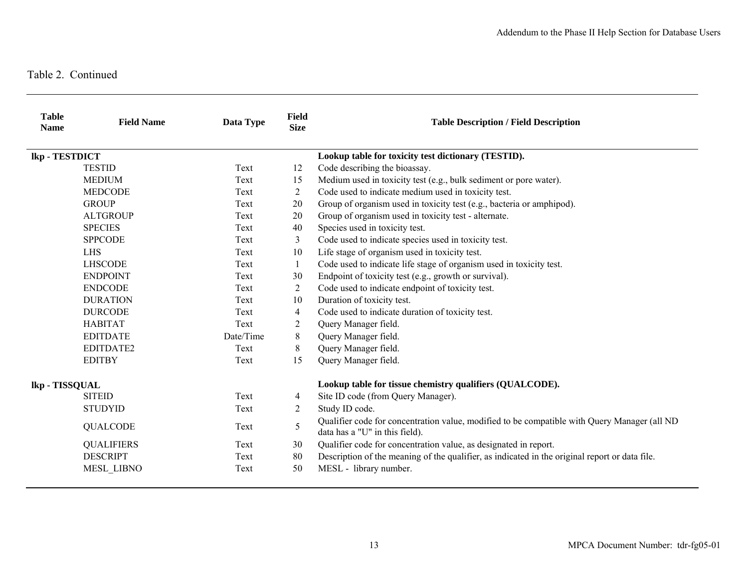Table 2. Continued

| Table Name | Field Name | Data Type | Field Size | Table Description / Field Description |
|---|---|---|---|---|
| **lkp - TESTDICT** | | | | **Lookup table for toxicity test dictionary (TESTID).** |
| | TESTID | Text | 12 | Code describing the bioassay. |
| | MEDIUM | Text | 15 | Medium used in toxicity test (e.g., bulk sediment or pore water). |
| | MEDCODE | Text | 2 | Code used to indicate medium used in toxicity test. |
| | GROUP | Text | 20 | Group of organism used in toxicity test (e.g., bacteria or amphipod). |
| | ALTGROUP | Text | 20 | Group of organism used in toxicity test - alternate. |
| | SPECIES | Text | 40 | Species used in toxicity test. |
| | SPPCODE | Text | 3 | Code used to indicate species used in toxicity test. |
| | LHS | Text | 10 | Life stage of organism used in toxicity test. |
| | LHSCODE | Text | 1 | Code used to indicate life stage of organism used in toxicity test. |
| | ENDPOINT | Text | 30 | Endpoint of toxicity test (e.g., growth or survival). |
| | ENDCODE | Text | 2 | Code used to indicate endpoint of toxicity test. |
| | DURATION | Text | 10 | Duration of toxicity test. |
| | DURCODE | Text | 4 | Code used to indicate duration of toxicity test. |
| | HABITAT | Text | 2 | Query Manager field. |
| | EDITDATE | Date/Time | 8 | Query Manager field. |
| | EDITDATE2 | Text | 8 | Query Manager field. |
| | EDITBY | Text | 15 | Query Manager field. |
| **lkp - TISSQUAL** | | | | **Lookup table for tissue chemistry qualifiers (QUALCODE).** |
| | SITEID | Text | 4 | Site ID code (from Query Manager). |
| | STUDYID | Text | 2 | Study ID code. |
| | QUALCODE | Text | 5 | Qualifier code for concentration value, modified to be compatible with Query Manager (all ND data has a "U" in this field). |
| | QUALIFIERS | Text | 30 | Qualifier code for concentration value, as designated in report. |
| | DESCRIPT | Text | 80 | Description of the meaning of the qualifier, as indicated in the original report or data file. |
| | MESL_LIBNO | Text | 50 | MESL - library number. |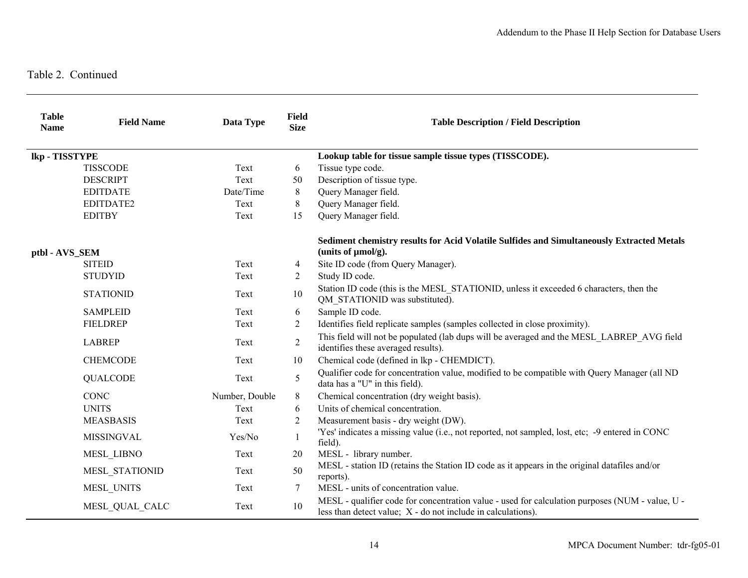Table 2. Continued

| Table Name | Field Name | Data Type | Field Size | Table Description / Field Description |
|---|---|---|---|---|
| **lkp - TISSTYPE** | | | | **Lookup table for tissue sample tissue types (TISSCODE).** |
| | TISSCODE | Text | 6 | Tissue type code. |
| | DESCRIPT | Text | 50 | Description of tissue type. |
| | EDITDATE | Date/Time | 8 | Query Manager field. |
| | EDITDATE2 | Text | 8 | Query Manager field. |
| | EDITBY | Text | 15 | Query Manager field. |
| **ptbl - AVS_SEM** | | | | **Sediment chemistry results for Acid Volatile Sulfides and Simultaneously Extracted Metals (units of µmol/g).** |
| | SITEID | Text | 4 | Site ID code (from Query Manager). |
| | STUDYID | Text | 2 | Study ID code. |
| | STATIONID | Text | 10 | Station ID code (this is the MESL_STATIONID, unless it exceeded 6 characters, then the QM_STATIONID was substituted). |
| | SAMPLEID | Text | 6 | Sample ID code. |
| | FIELDREP | Text | 2 | Identifies field replicate samples (samples collected in close proximity). |
| | LABREP | Text | 2 | This field will not be populated (lab dups will be averaged and the MESL_LABREP_AVG field identifies these averaged results). |
| | CHEMCODE | Text | 10 | Chemical code (defined in lkp - CHEMDICT). |
| | QUALCODE | Text | 5 | Qualifier code for concentration value, modified to be compatible with Query Manager (all ND data has a "U" in this field). |
| | CONC | Number, Double | 8 | Chemical concentration (dry weight basis). |
| | UNITS | Text | 6 | Units of chemical concentration. |
| | MEASBASIS | Text | 2 | Measurement basis - dry weight (DW). |
| | MISSINGVAL | Yes/No | 1 | 'Yes' indicates a missing value (i.e., not reported, not sampled, lost, etc; -9 entered in CONC field). |
| | MESL_LIBNO | Text | 20 | MESL - library number. |
| | MESL_STATIONID | Text | 50 | MESL - station ID (retains the Station ID code as it appears in the original datafiles and/or reports). |
| | MESL_UNITS | Text | 7 | MESL - units of concentration value. |
| | MESL_QUAL_CALC | Text | 10 | MESL - qualifier code for concentration value - used for calculation purposes (NUM - value, U - less than detect value; X - do not include in calculations). |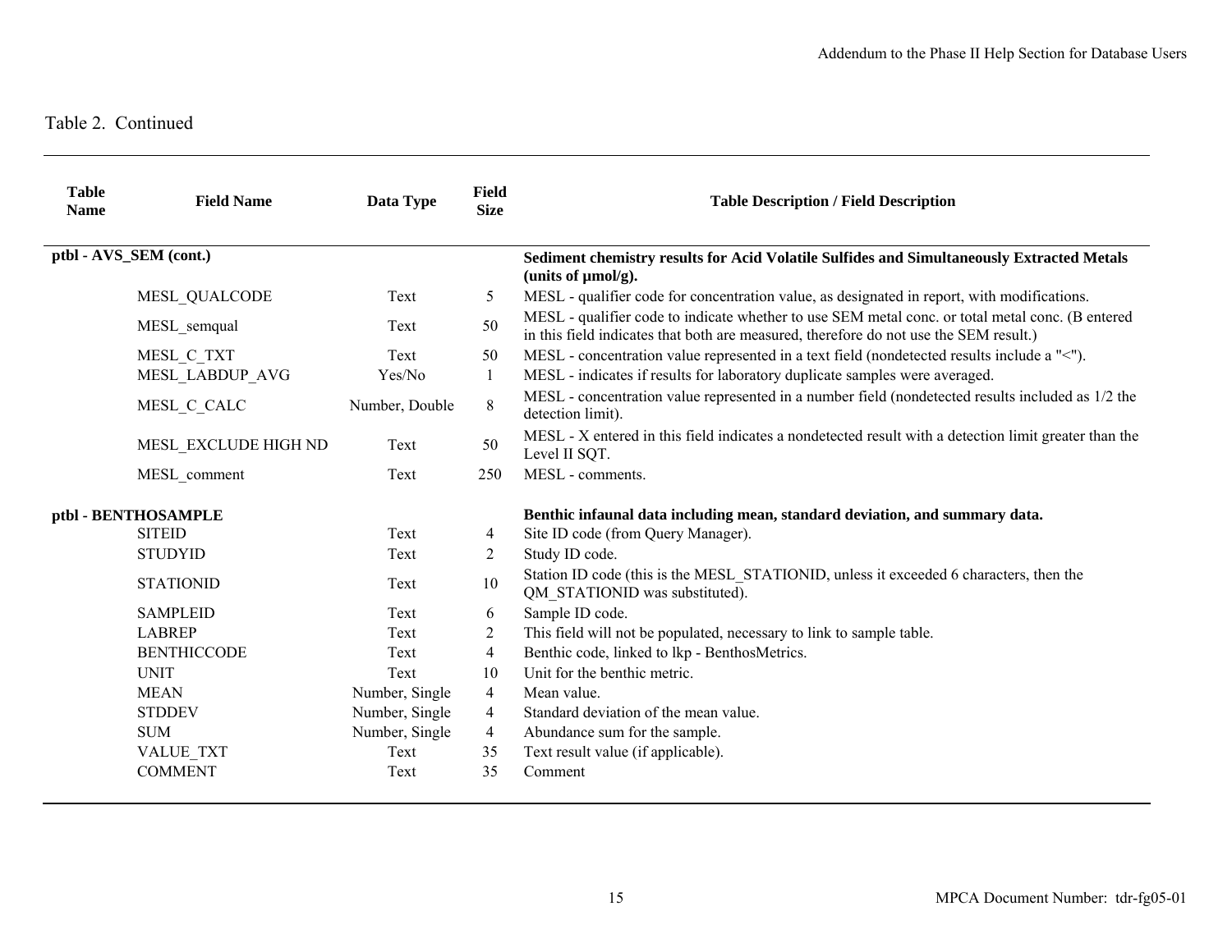Table 2. Continued

| Table Name | Field Name | Data Type | Field Size | Table Description / Field Description |
|---|---|---|---|---|
| **ptbl - AVS_SEM (cont.)** | | | | **Sediment chemistry results for Acid Volatile Sulfides and Simultaneously Extracted Metals (units of µmol/g).** |
| | MESL_QUALCODE | Text | 5 | MESL - qualifier code for concentration value, as designated in report, with modifications. |
| | MESL_semqual | Text | 50 | MESL - qualifier code to indicate whether to use SEM metal conc. or total metal conc. (B entered in this field indicates that both are measured, therefore do not use the SEM result.) |
| | MESL_C_TXT | Text | 50 | MESL - concentration value represented in a text field (nondetected results include a "<"). |
| | MESL_LABDUP_AVG | Yes/No | 1 | MESL - indicates if results for laboratory duplicate samples were averaged. |
| | MESL_C_CALC | Number, Double | 8 | MESL - concentration value represented in a number field (nondetected results included as 1/2 the detection limit). |
| | MESL_EXCLUDE HIGH ND | Text | 50 | MESL - X entered in this field indicates a nondetected result with a detection limit greater than the Level II SQT. |
| | MESL_comment | Text | 250 | MESL - comments. |
| **ptbl - BENTHOSAMPLE** | | | | **Benthic infaunal data including mean, standard deviation, and summary data.** |
| | SITEID | Text | 4 | Site ID code (from Query Manager). |
| | STUDYID | Text | 2 | Study ID code. |
| | STATIONID | Text | 10 | Station ID code (this is the MESL_STATIONID, unless it exceeded 6 characters, then the QM_STATIONID was substituted). |
| | SAMPLEID | Text | 6 | Sample ID code. |
| | LABREP | Text | 2 | This field will not be populated, necessary to link to sample table. |
| | BENTHICCODE | Text | 4 | Benthic code, linked to lkp - BenthosMetrics. |
| | UNIT | Text | 10 | Unit for the benthic metric. |
| | MEAN | Number, Single | 4 | Mean value. |
| | STDDEV | Number, Single | 4 | Standard deviation of the mean value. |
| | SUM | Number, Single | 4 | Abundance sum for the sample. |
| | VALUE_TXT | Text | 35 | Text result value (if applicable). |
| | COMMENT | Text | 35 | Comment |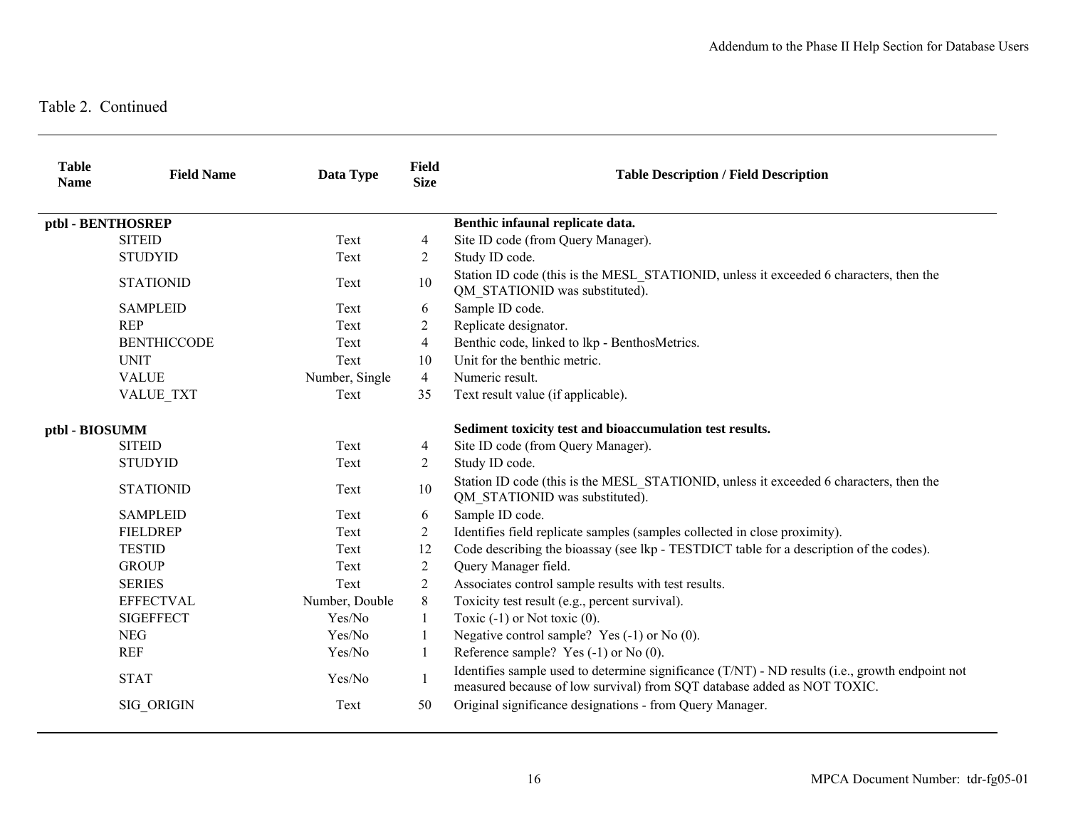Table 2. Continued

| Table Name | Field Name | Data Type | Field Size | Table Description / Field Description |
|---|---|---|---|---|
| **ptbl - BENTHOSREP** | | | | **Benthic infaunal replicate data.** |
| | SITEID | Text | 4 | Site ID code (from Query Manager). |
| | STUDYID | Text | 2 | Study ID code. |
| | STATIONID | Text | 10 | Station ID code (this is the MESL_STATIONID, unless it exceeded 6 characters, then the QM_STATIONID was substituted). |
| | SAMPLEID | Text | 6 | Sample ID code. |
| | REP | Text | 2 | Replicate designator. |
| | BENTHICCODE | Text | 4 | Benthic code, linked to lkp - BenthosMetrics. |
| | UNIT | Text | 10 | Unit for the benthic metric. |
| | VALUE | Number, Single | 4 | Numeric result. |
| | VALUE_TXT | Text | 35 | Text result value (if applicable). |
| **ptbl - BIOSUMM** | | | | **Sediment toxicity test and bioaccumulation test results.** |
| | SITEID | Text | 4 | Site ID code (from Query Manager). |
| | STUDYID | Text | 2 | Study ID code. |
| | STATIONID | Text | 10 | Station ID code (this is the MESL_STATIONID, unless it exceeded 6 characters, then the QM_STATIONID was substituted). |
| | SAMPLEID | Text | 6 | Sample ID code. |
| | FIELDREP | Text | 2 | Identifies field replicate samples (samples collected in close proximity). |
| | TESTID | Text | 12 | Code describing the bioassay (see lkp - TESTDICT table for a description of the codes). |
| | GROUP | Text | 2 | Query Manager field. |
| | SERIES | Text | 2 | Associates control sample results with test results. |
| | EFFECTVAL | Number, Double | 8 | Toxicity test result (e.g., percent survival). |
| | SIGEFFECT | Yes/No | 1 | Toxic (-1) or Not toxic (0). |
| | NEG | Yes/No | 1 | Negative control sample? Yes (-1) or No (0). |
| | REF | Yes/No | 1 | Reference sample? Yes (-1) or No (0). |
| | STAT | Yes/No | 1 | Identifies sample used to determine significance (T/NT) - ND results (i.e., growth endpoint not measured because of low survival) from SQT database added as NOT TOXIC. |
| | SIG_ORIGIN | Text | 50 | Original significance designations - from Query Manager. |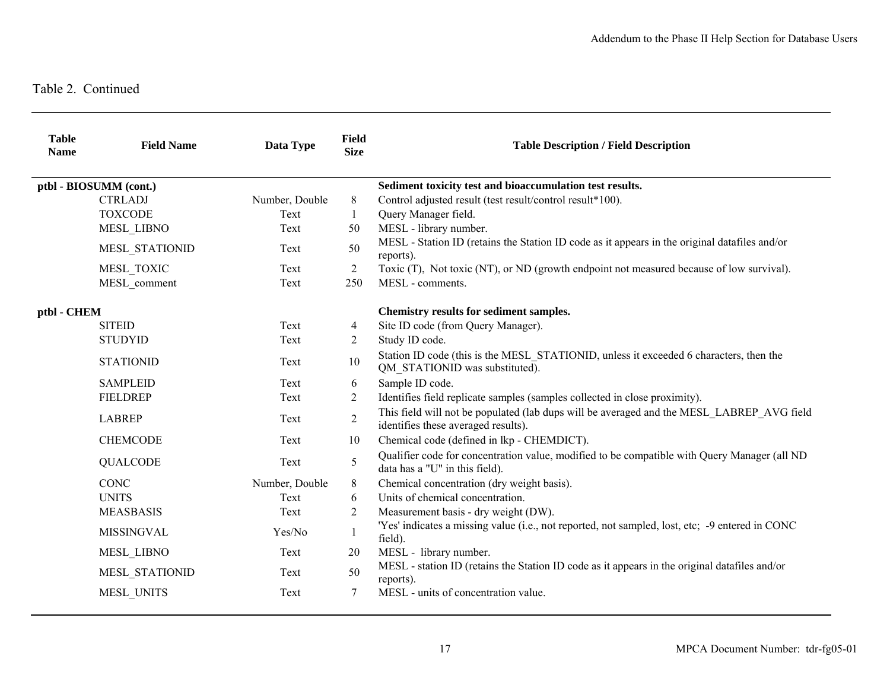Table 2. Continued

| Table Name | Field Name | Data Type | Field Size | Table Description / Field Description |
|---|---|---|---|---|
| **ptbl - BIOSUMM (cont.)** | | | | **Sediment toxicity test and bioaccumulation test results.** |
| | CTRLADJ | Number, Double | 8 | Control adjusted result (test result/control result*100). |
| | TOXCODE | Text | 1 | Query Manager field. |
| | MESL_LIBNO | Text | 50 | MESL - library number. |
| | MESL_STATIONID | Text | 50 | MESL - Station ID (retains the Station ID code as it appears in the original datafiles and/or reports). |
| | MESL_TOXIC | Text | 2 | Toxic (T), Not toxic (NT), or ND (growth endpoint not measured because of low survival). |
| | MESL_comment | Text | 250 | MESL - comments. |
| **ptbl - CHEM** | | | | **Chemistry results for sediment samples.** |
| | SITEID | Text | 4 | Site ID code (from Query Manager). |
| | STUDYID | Text | 2 | Study ID code. |
| | STATIONID | Text | 10 | Station ID code (this is the MESL_STATIONID, unless it exceeded 6 characters, then the QM_STATIONID was substituted). |
| | SAMPLEID | Text | 6 | Sample ID code. |
| | FIELDREP | Text | 2 | Identifies field replicate samples (samples collected in close proximity). |
| | LABREP | Text | 2 | This field will not be populated (lab dups will be averaged and the MESL_LABREP_AVG field identifies these averaged results). |
| | CHEMCODE | Text | 10 | Chemical code (defined in lkp - CHEMDICT). |
| | QUALCODE | Text | 5 | Qualifier code for concentration value, modified to be compatible with Query Manager (all ND data has a "U" in this field). |
| | CONC | Number, Double | 8 | Chemical concentration (dry weight basis). |
| | UNITS | Text | 6 | Units of chemical concentration. |
| | MEASBASIS | Text | 2 | Measurement basis - dry weight (DW). |
| | MISSINGVAL | Yes/No | 1 | 'Yes' indicates a missing value (i.e., not reported, not sampled, lost, etc; -9 entered in CONC field). |
| | MESL_LIBNO | Text | 20 | MESL - library number. |
| | MESL_STATIONID | Text | 50 | MESL - station ID (retains the Station ID code as it appears in the original datafiles and/or reports). |
| | MESL_UNITS | Text | 7 | MESL - units of concentration value. |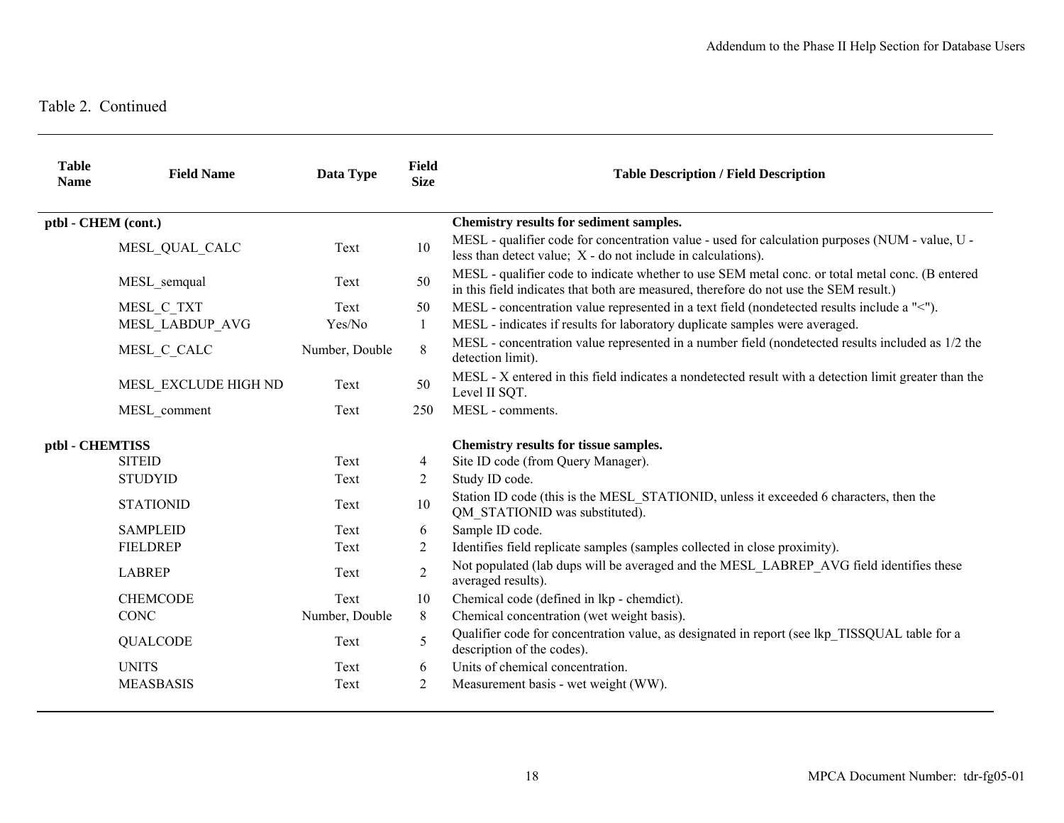Table 2. Continued

| Table Name | Field Name | Data Type | Field Size | Table Description / Field Description |
|---|---|---|---|---|
| **ptbl - CHEM (cont.)** | | | | **Chemistry results for sediment samples.** |
| | MESL_QUAL_CALC | Text | 10 | MESL - qualifier code for concentration value - used for calculation purposes (NUM - value, U - less than detect value; X - do not include in calculations). |
| | MESL_semqual | Text | 50 | MESL - qualifier code to indicate whether to use SEM metal conc. or total metal conc. (B entered in this field indicates that both are measured, therefore do not use the SEM result.) |
| | MESL_C_TXT | Text | 50 | MESL - concentration value represented in a text field (nondetected results include a "<"). |
| | MESL_LABDUP_AVG | Yes/No | 1 | MESL - indicates if results for laboratory duplicate samples were averaged. |
| | MESL_C_CALC | Number, Double | 8 | MESL - concentration value represented in a number field (nondetected results included as 1/2 the detection limit). |
| | MESL_EXCLUDE HIGH ND | Text | 50 | MESL - X entered in this field indicates a nondetected result with a detection limit greater than the Level II SQT. |
| | MESL_comment | Text | 250 | MESL - comments. |
| **ptbl - CHEMTISS** | | | | **Chemistry results for tissue samples.** |
| | SITEID | Text | 4 | Site ID code (from Query Manager). |
| | STUDYID | Text | 2 | Study ID code. |
| | STATIONID | Text | 10 | Station ID code (this is the MESL_STATIONID, unless it exceeded 6 characters, then the QM_STATIONID was substituted). |
| | SAMPLEID | Text | 6 | Sample ID code. |
| | FIELDREP | Text | 2 | Identifies field replicate samples (samples collected in close proximity). |
| | LABREP | Text | 2 | Not populated (lab dups will be averaged and the MESL_LABREP_AVG field identifies these averaged results). |
| | CHEMCODE | Text | 10 | Chemical code (defined in lkp - chemdict). |
| | CONC | Number, Double | 8 | Chemical concentration (wet weight basis). |
| | QUALCODE | Text | 5 | Qualifier code for concentration value, as designated in report (see lkp_TISSQUAL table for a description of the codes). |
| | UNITS | Text | 6 | Units of chemical concentration. |
| | MEASBASIS | Text | 2 | Measurement basis - wet weight (WW). |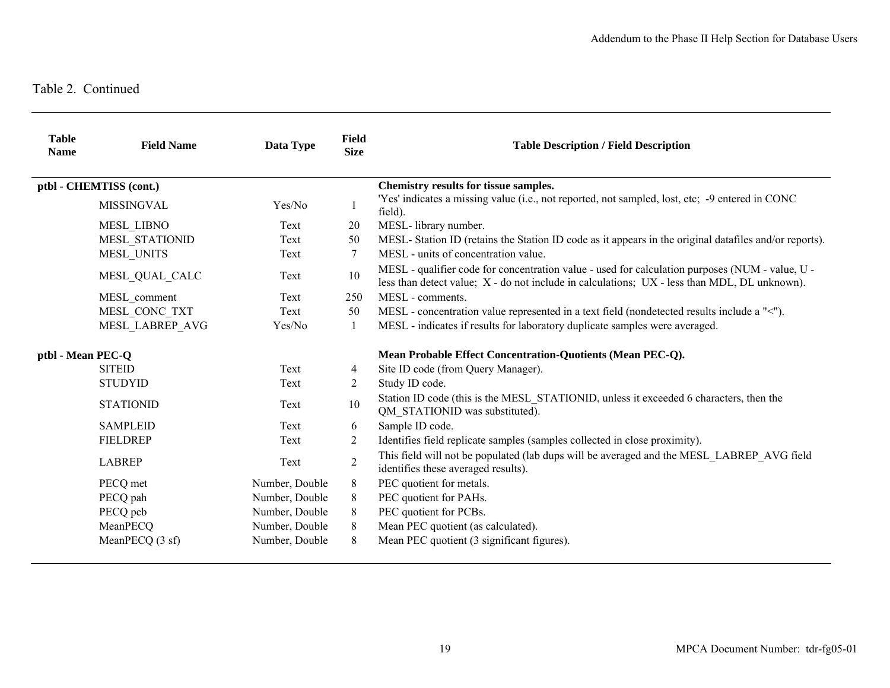Table 2. Continued

| Table Name | Field Name | Data Type | Field Size | Table Description / Field Description |
|---|---|---|---|---|
| **ptbl - CHEMTISS (cont.)** | | | | **Chemistry results for tissue samples.** |
| | MISSINGVAL | Yes/No | 1 | 'Yes' indicates a missing value (i.e., not reported, not sampled, lost, etc; -9 entered in CONC field). |
| | MESL_LIBNO | Text | 20 | MESL- library number. |
| | MESL_STATIONID | Text | 50 | MESL- Station ID (retains the Station ID code as it appears in the original datafiles and/or reports). |
| | MESL_UNITS | Text | 7 | MESL - units of concentration value. |
| | MESL_QUAL_CALC | Text | 10 | MESL - qualifier code for concentration value - used for calculation purposes (NUM - value, U - less than detect value; X - do not include in calculations; UX - less than MDL, DL unknown). |
| | MESL_comment | Text | 250 | MESL - comments. |
| | MESL_CONC_TXT | Text | 50 | MESL - concentration value represented in a text field (nondetected results include a "<"). |
| | MESL_LABREP_AVG | Yes/No | 1 | MESL - indicates if results for laboratory duplicate samples were averaged. |
| **ptbl - Mean PEC-Q** | | | | **Mean Probable Effect Concentration-Quotients (Mean PEC-Q).** |
| | SITEID | Text | 4 | Site ID code (from Query Manager). |
| | STUDYID | Text | 2 | Study ID code. |
| | STATIONID | Text | 10 | Station ID code (this is the MESL_STATIONID, unless it exceeded 6 characters, then the QM_STATIONID was substituted). |
| | SAMPLEID | Text | 6 | Sample ID code. |
| | FIELDREP | Text | 2 | Identifies field replicate samples (samples collected in close proximity). |
| | LABREP | Text | 2 | This field will not be populated (lab dups will be averaged and the MESL_LABREP_AVG field identifies these averaged results). |
| | PECQ met | Number, Double | 8 | PEC quotient for metals. |
| | PECQ pah | Number, Double | 8 | PEC quotient for PAHs. |
| | PECQ pcb | Number, Double | 8 | PEC quotient for PCBs. |
| | MeanPECQ | Number, Double | 8 | Mean PEC quotient (as calculated). |
| | MeanPECQ (3 sf) | Number, Double | 8 | Mean PEC quotient (3 significant figures). |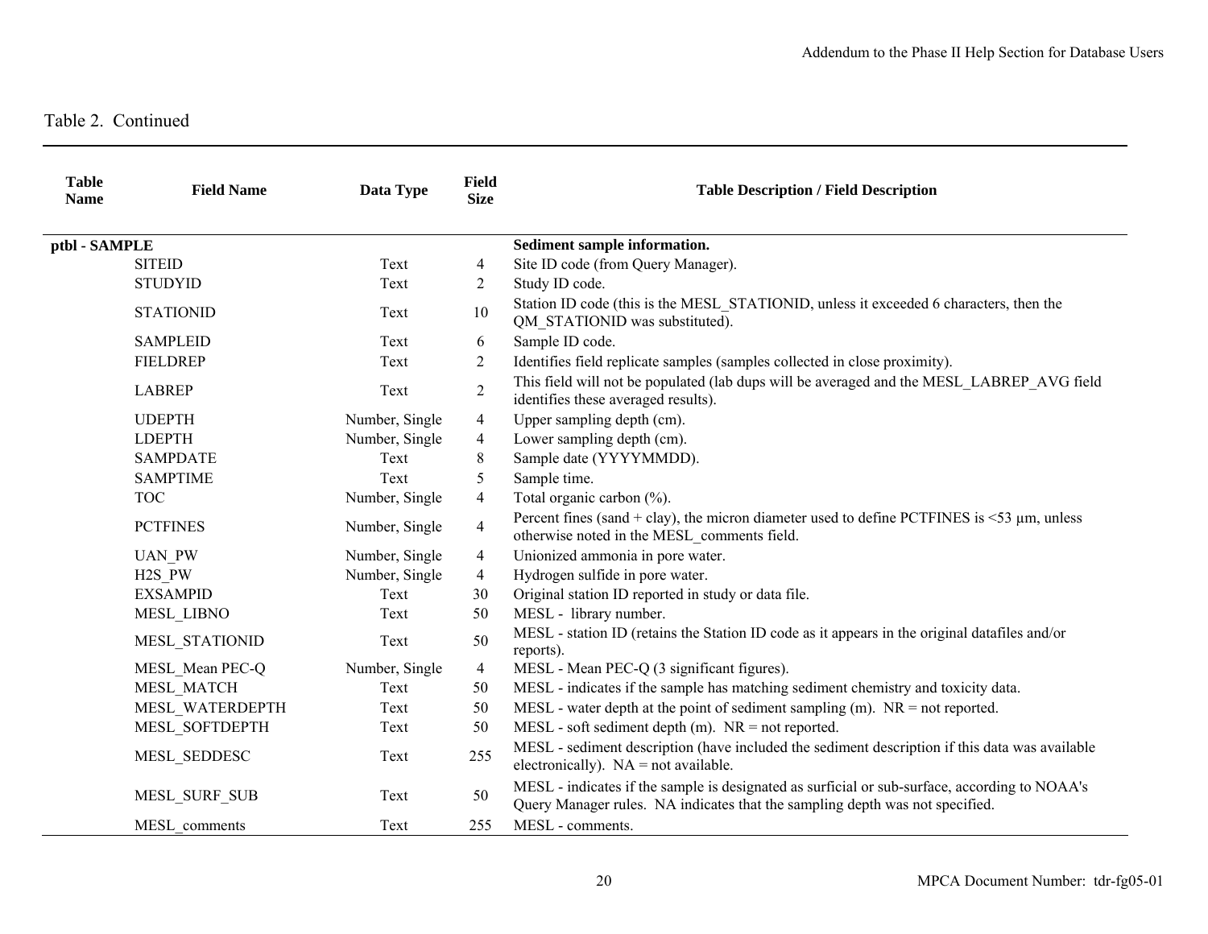Table 2. Continued

| Table Name | Field Name | Data Type | Field Size | Table Description / Field Description |
|---|---|---|---|---|
| **ptbl - SAMPLE** | | | | **Sediment sample information.** |
| | SITEID | Text | 4 | Site ID code (from Query Manager). |
| | STUDYID | Text | 2 | Study ID code. |
| | STATIONID | Text | 10 | Station ID code (this is the MESL_STATIONID, unless it exceeded 6 characters, then the QM_STATIONID was substituted). |
| | SAMPLEID | Text | 6 | Sample ID code. |
| | FIELDREP | Text | 2 | Identifies field replicate samples (samples collected in close proximity). |
| | LABREP | Text | 2 | This field will not be populated (lab dups will be averaged and the MESL_LABREP_AVG field identifies these averaged results). |
| | UDEPTH | Number, Single | 4 | Upper sampling depth (cm). |
| | LDEPTH | Number, Single | 4 | Lower sampling depth (cm). |
| | SAMPDATE | Text | 8 | Sample date (YYYYMMDD). |
| | SAMPTIME | Text | 5 | Sample time. |
| | TOC | Number, Single | 4 | Total organic carbon (%). |
| | PCTFINES | Number, Single | 4 | Percent fines (sand + clay), the micron diameter used to define PCTFINES is <53 µm, unless otherwise noted in the MESL_comments field. |
| | UAN_PW | Number, Single | 4 | Unionized ammonia in pore water. |
| | H2S_PW | Number, Single | 4 | Hydrogen sulfide in pore water. |
| | EXSAMPID | Text | 30 | Original station ID reported in study or data file. |
| | MESL_LIBNO | Text | 50 | MESL - library number. |
| | MESL_STATIONID | Text | 50 | MESL - station ID (retains the Station ID code as it appears in the original datafiles and/or reports). |
| | MESL_Mean PEC-Q | Number, Single | 4 | MESL - Mean PEC-Q (3 significant figures). |
| | MESL_MATCH | Text | 50 | MESL - indicates if the sample has matching sediment chemistry and toxicity data. |
| | MESL_WATERDEPTH | Text | 50 | MESL - water depth at the point of sediment sampling (m). NR = not reported. |
| | MESL_SOFTDEPTH | Text | 50 | MESL - soft sediment depth (m). NR = not reported. |
| | MESL_SEDDESC | Text | 255 | MESL - sediment description (have included the sediment description if this data was available electronically). NA = not available. |
| | MESL_SURF_SUB | Text | 50 | MESL - indicates if the sample is designated as surficial or sub-surface, according to NOAA's Query Manager rules. NA indicates that the sampling depth was not specified. |
| | MESL_comments | Text | 255 | MESL - comments. |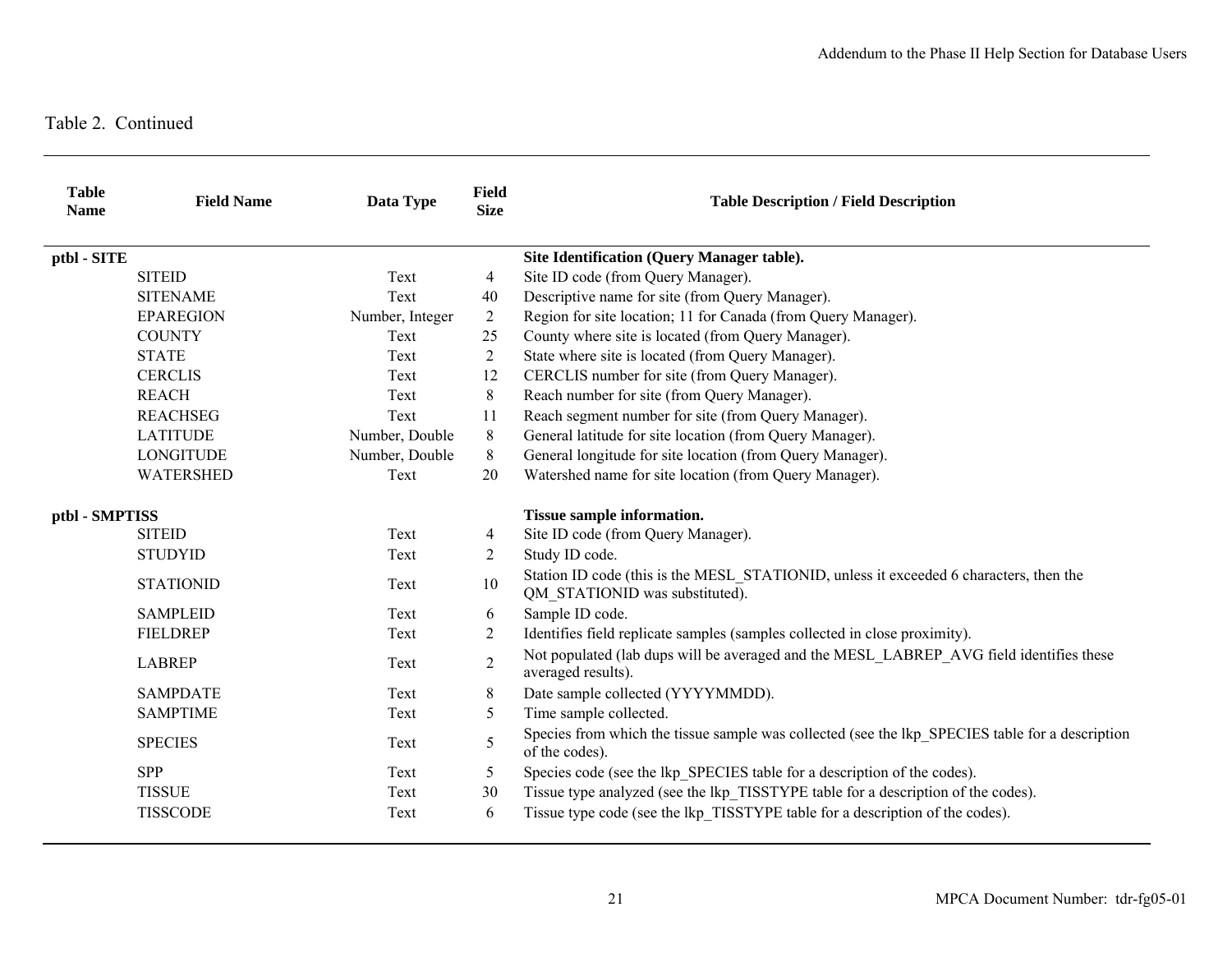Table 2. Continued

| Table Name | Field Name | Data Type | Field Size | Table Description / Field Description |
|---|---|---|---|---|
| **ptbl - SITE** | | | | **Site Identification (Query Manager table).** |
| | SITEID | Text | 4 | Site ID code (from Query Manager). |
| | SITENAME | Text | 40 | Descriptive name for site (from Query Manager). |
| | EPAREGION | Number, Integer | 2 | Region for site location; 11 for Canada (from Query Manager). |
| | COUNTY | Text | 25 | County where site is located (from Query Manager). |
| | STATE | Text | 2 | State where site is located (from Query Manager). |
| | CERCLIS | Text | 12 | CERCLIS number for site (from Query Manager). |
| | REACH | Text | 8 | Reach number for site (from Query Manager). |
| | REACHSEG | Text | 11 | Reach segment number for site (from Query Manager). |
| | LATITUDE | Number, Double | 8 | General latitude for site location (from Query Manager). |
| | LONGITUDE | Number, Double | 8 | General longitude for site location (from Query Manager). |
| | WATERSHED | Text | 20 | Watershed name for site location (from Query Manager). |
| **ptbl - SMPTISS** | | | | **Tissue sample information.** |
| | SITEID | Text | 4 | Site ID code (from Query Manager). |
| | STUDYID | Text | 2 | Study ID code. |
| | STATIONID | Text | 10 | Station ID code (this is the MESL_STATIONID, unless it exceeded 6 characters, then the QM_STATIONID was substituted). |
| | SAMPLEID | Text | 6 | Sample ID code. |
| | FIELDREP | Text | 2 | Identifies field replicate samples (samples collected in close proximity). |
| | LABREP | Text | 2 | Not populated (lab dups will be averaged and the MESL_LABREP_AVG field identifies these averaged results). |
| | SAMPDATE | Text | 8 | Date sample collected (YYYYMMDD). |
| | SAMPTIME | Text | 5 | Time sample collected. |
| | SPECIES | Text | 5 | Species from which the tissue sample was collected (see the lkp_SPECIES table for a description of the codes). |
| | SPP | Text | 5 | Species code (see the lkp_SPECIES table for a description of the codes). |
| | TISSUE | Text | 30 | Tissue type analyzed (see the lkp_TISSTYPE table for a description of the codes). |
| | TISSCODE | Text | 6 | Tissue type code (see the lkp_TISSTYPE table for a description of the codes). |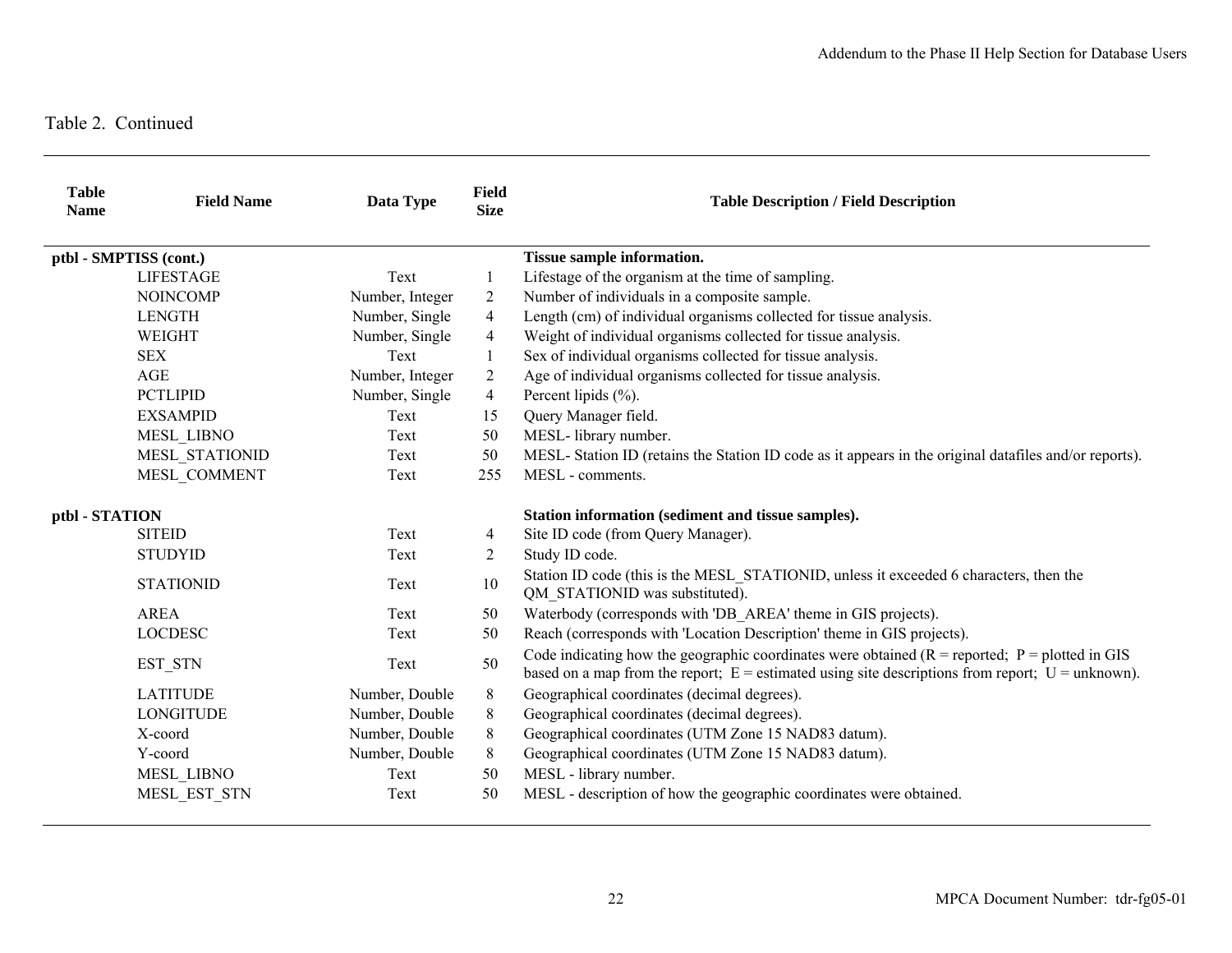Table 2. Continued

| Table Name | Field Name | Data Type | Field Size | Table Description / Field Description |
|---|---|---|---|---|
| **ptbl - SMPTISS (cont.)** | | | | **Tissue sample information.** |
| | LIFESTAGE | Text | 1 | Lifestage of the organism at the time of sampling. |
| | NOINCOMP | Number, Integer | 2 | Number of individuals in a composite sample. |
| | LENGTH | Number, Single | 4 | Length (cm) of individual organisms collected for tissue analysis. |
| | WEIGHT | Number, Single | 4 | Weight of individual organisms collected for tissue analysis. |
| | SEX | Text | 1 | Sex of individual organisms collected for tissue analysis. |
| | AGE | Number, Integer | 2 | Age of individual organisms collected for tissue analysis. |
| | PCTLIPID | Number, Single | 4 | Percent lipids (%). |
| | EXSAMPID | Text | 15 | Query Manager field. |
| | MESL_LIBNO | Text | 50 | MESL- library number. |
| | MESL_STATIONID | Text | 50 | MESL- Station ID (retains the Station ID code as it appears in the original datafiles and/or reports). |
| | MESL_COMMENT | Text | 255 | MESL - comments. |
| **ptbl - STATION** | | | | **Station information (sediment and tissue samples).** |
| | SITEID | Text | 4 | Site ID code (from Query Manager). |
| | STUDYID | Text | 2 | Study ID code. |
| | STATIONID | Text | 10 | Station ID code (this is the MESL_STATIONID, unless it exceeded 6 characters, then the QM_STATIONID was substituted). |
| | AREA | Text | 50 | Waterbody (corresponds with 'DB_AREA' theme in GIS projects). |
| | LOCDESC | Text | 50 | Reach (corresponds with 'Location Description' theme in GIS projects). |
| | EST_STN | Text | 50 | Code indicating how the geographic coordinates were obtained (R = reported; P = plotted in GIS based on a map from the report; E = estimated using site descriptions from report; U = unknown). |
| | LATITUDE | Number, Double | 8 | Geographical coordinates (decimal degrees). |
| | LONGITUDE | Number, Double | 8 | Geographical coordinates (decimal degrees). |
| | X-coord | Number, Double | 8 | Geographical coordinates (UTM Zone 15 NAD83 datum). |
| | Y-coord | Number, Double | 8 | Geographical coordinates (UTM Zone 15 NAD83 datum). |
| | MESL_LIBNO | Text | 50 | MESL - library number. |
| | MESL_EST_STN | Text | 50 | MESL - description of how the geographic coordinates were obtained. |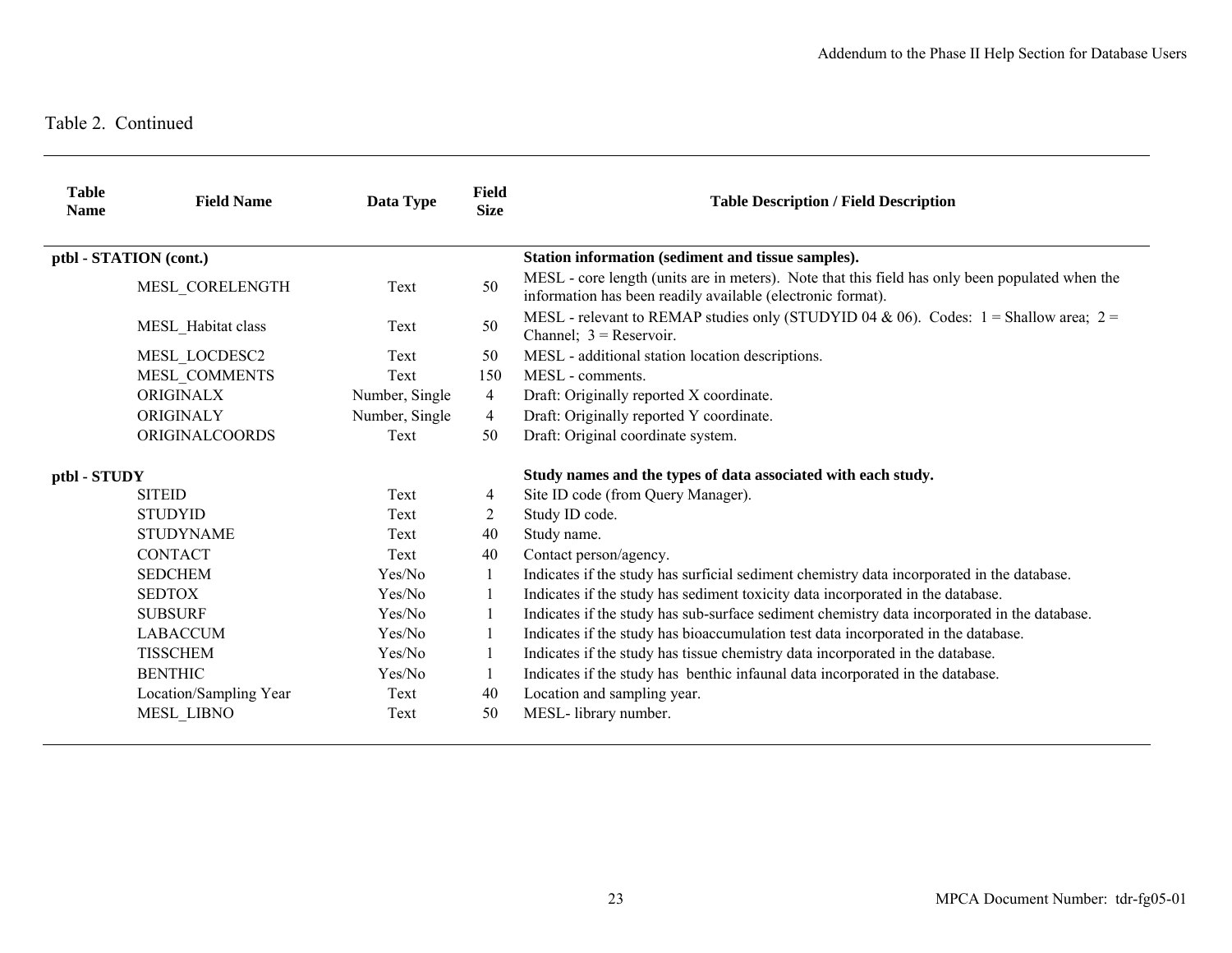Table 2. Continued

| Table Name | Field Name | Data Type | Field Size | Table Description / Field Description |
|---|---|---|---|---|
| **ptbl - STATION (cont.)** | | | | **Station information (sediment and tissue samples).** |
| | MESL_CORELENGTH | Text | 50 | MESL - core length (units are in meters). Note that this field has only been populated when the information has been readily available (electronic format). |
| | MESL_Habitat class | Text | 50 | MESL - relevant to REMAP studies only (STUDYID 04 & 06). Codes: 1 = Shallow area; 2 = Channel; 3 = Reservoir. |
| | MESL_LOCDESC2 | Text | 50 | MESL - additional station location descriptions. |
| | MESL_COMMENTS | Text | 150 | MESL - comments. |
| | ORIGINALX | Number, Single | 4 | Draft: Originally reported X coordinate. |
| | ORIGINALY | Number, Single | 4 | Draft: Originally reported Y coordinate. |
| | ORIGINALCOORDS | Text | 50 | Draft: Original coordinate system. |
| **ptbl - STUDY** | | | | **Study names and the types of data associated with each study.** |
| | SITEID | Text | 4 | Site ID code (from Query Manager). |
| | STUDYID | Text | 2 | Study ID code. |
| | STUDYNAME | Text | 40 | Study name. |
| | CONTACT | Text | 40 | Contact person/agency. |
| | SEDCHEM | Yes/No | 1 | Indicates if the study has surficial sediment chemistry data incorporated in the database. |
| | SEDTOX | Yes/No | 1 | Indicates if the study has sediment toxicity data incorporated in the database. |
| | SUBSURF | Yes/No | 1 | Indicates if the study has sub-surface sediment chemistry data incorporated in the database. |
| | LABACCUM | Yes/No | 1 | Indicates if the study has bioaccumulation test data incorporated in the database. |
| | TISSCHEM | Yes/No | 1 | Indicates if the study has tissue chemistry data incorporated in the database. |
| | BENTHIC | Yes/No | 1 | Indicates if the study has benthic infaunal data incorporated in the database. |
| | Location/Sampling Year | Text | 40 | Location and sampling year. |
| | MESL_LIBNO | Text | 50 | MESL- library number. |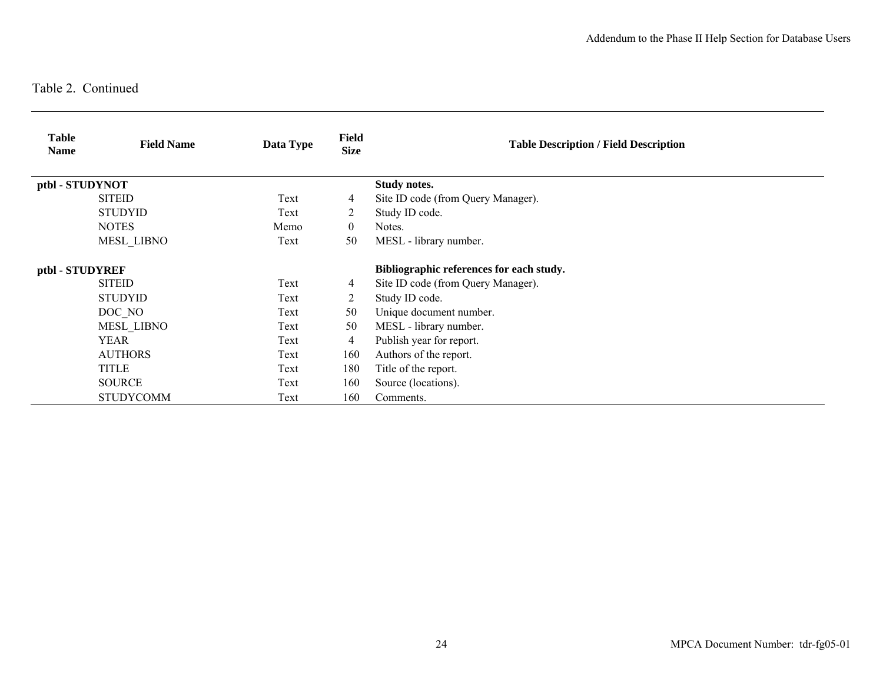Table 2. Continued

| Table Name | Field Name | Data Type | Field Size | Table Description / Field Description |
|---|---|---|---|---|
| **ptbl - STUDYNOT** | | | | **Study notes.** |
| | SITEID | Text | 4 | Site ID code (from Query Manager). |
| | STUDYID | Text | 2 | Study ID code. |
| | NOTES | Memo | 0 | Notes. |
| | MESL_LIBNO | Text | 50 | MESL - library number. |
| **ptbl - STUDYREF** | | | | **Bibliographic references for each study.** |
| | SITEID | Text | 4 | Site ID code (from Query Manager). |
| | STUDYID | Text | 2 | Study ID code. |
| | DOC_NO | Text | 50 | Unique document number. |
| | MESL_LIBNO | Text | 50 | MESL - library number. |
| | YEAR | Text | 4 | Publish year for report. |
| | AUTHORS | Text | 160 | Authors of the report. |
| | TITLE | Text | 180 | Title of the report. |
| | SOURCE | Text | 160 | Source (locations). |
| | STUDYCOMM | Text | 160 | Comments. |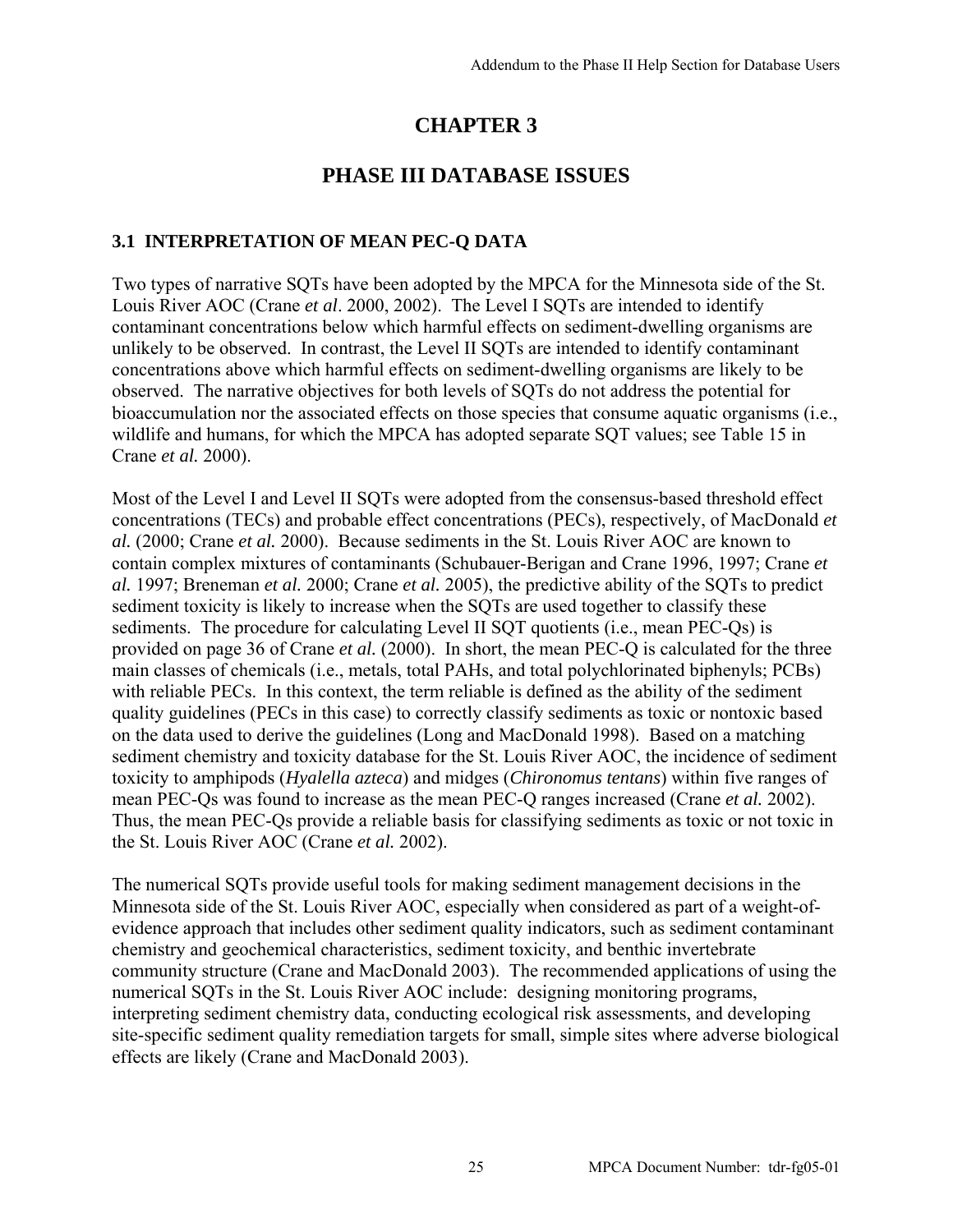# CHAPTER 3

# PHASE III DATABASE ISSUES

## 3.1 INTERPRETATION OF MEAN PEC-Q DATA

Two types of narrative SQTs have been adopted by the MPCA for the Minnesota side of the St. Louis River AOC (Crane *et al*. 2000, 2002). The Level I SQTs are intended to identify contaminant concentrations below which harmful effects on sediment-dwelling organisms are unlikely to be observed. In contrast, the Level II SQTs are intended to identify contaminant concentrations above which harmful effects on sediment-dwelling organisms are likely to be observed. The narrative objectives for both levels of SQTs do not address the potential for bioaccumulation nor the associated effects on those species that consume aquatic organisms (i.e., wildlife and humans, for which the MPCA has adopted separate SQT values; see Table 15 in Crane *et al.* 2000).

Most of the Level I and Level II SQTs were adopted from the consensus-based threshold effect concentrations (TECs) and probable effect concentrations (PECs), respectively, of MacDonald *et al.* (2000; Crane *et al.* 2000). Because sediments in the St. Louis River AOC are known to contain complex mixtures of contaminants (Schubauer-Berigan and Crane 1996, 1997; Crane *et al.* 1997; Breneman *et al.* 2000; Crane *et al.* 2005), the predictive ability of the SQTs to predict sediment toxicity is likely to increase when the SQTs are used together to classify these sediments. The procedure for calculating Level II SQT quotients (i.e., mean PEC-Qs) is provided on page 36 of Crane *et al.* (2000). In short, the mean PEC-Q is calculated for the three main classes of chemicals (i.e., metals, total PAHs, and total polychlorinated biphenyls; PCBs) with reliable PECs. In this context, the term reliable is defined as the ability of the sediment quality guidelines (PECs in this case) to correctly classify sediments as toxic or nontoxic based on the data used to derive the guidelines (Long and MacDonald 1998). Based on a matching sediment chemistry and toxicity database for the St. Louis River AOC, the incidence of sediment toxicity to amphipods (*Hyalella azteca*) and midges (*Chironomus tentans*) within five ranges of mean PEC-Qs was found to increase as the mean PEC-Q ranges increased (Crane *et al.* 2002). Thus, the mean PEC-Qs provide a reliable basis for classifying sediments as toxic or not toxic in the St. Louis River AOC (Crane *et al.* 2002).

The numerical SQTs provide useful tools for making sediment management decisions in the Minnesota side of the St. Louis River AOC, especially when considered as part of a weight-of-evidence approach that includes other sediment quality indicators, such as sediment contaminant chemistry and geochemical characteristics, sediment toxicity, and benthic invertebrate community structure (Crane and MacDonald 2003). The recommended applications of using the numerical SQTs in the St. Louis River AOC include: designing monitoring programs, interpreting sediment chemistry data, conducting ecological risk assessments, and developing site-specific sediment quality remediation targets for small, simple sites where adverse biological effects are likely (Crane and MacDonald 2003).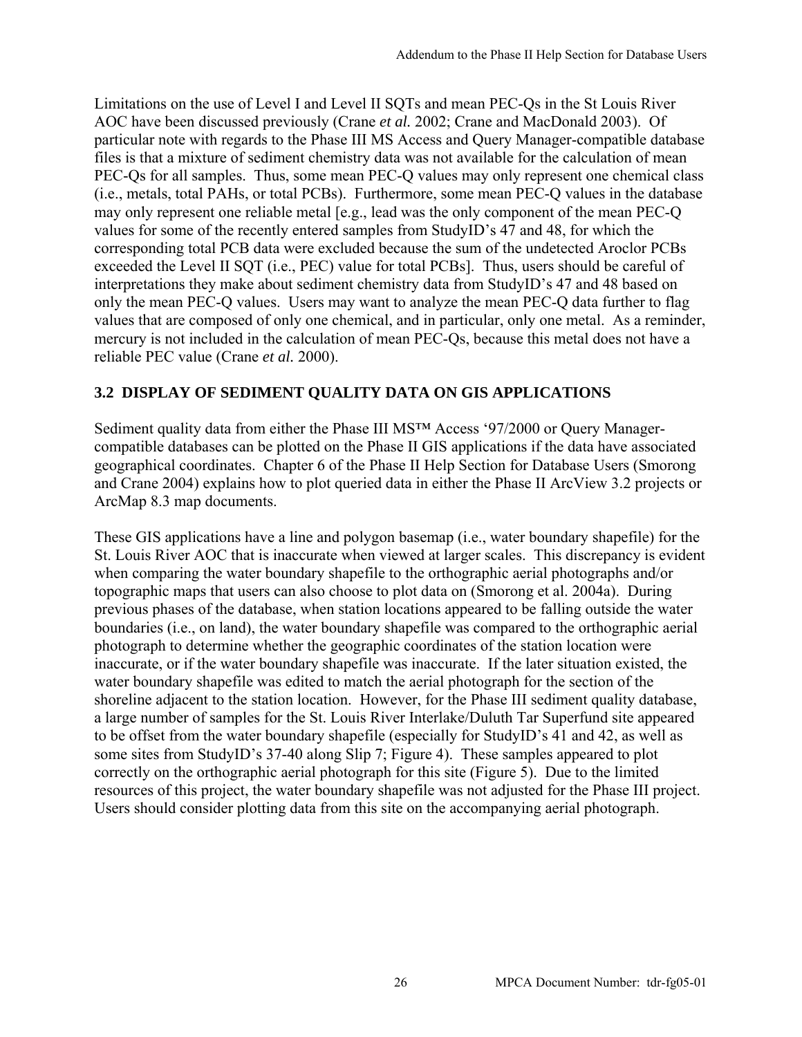Limitations on the use of Level I and Level II SQTs and mean PEC-Qs in the St Louis River AOC have been discussed previously (Crane *et al.* 2002; Crane and MacDonald 2003). Of particular note with regards to the Phase III MS Access and Query Manager-compatible database files is that a mixture of sediment chemistry data was not available for the calculation of mean PEC-Qs for all samples. Thus, some mean PEC-Q values may only represent one chemical class (i.e., metals, total PAHs, or total PCBs). Furthermore, some mean PEC-Q values in the database may only represent one reliable metal [e.g., lead was the only component of the mean PEC-Q values for some of the recently entered samples from StudyID's 47 and 48, for which the corresponding total PCB data were excluded because the sum of the undetected Aroclor PCBs exceeded the Level II SQT (i.e., PEC) value for total PCBs]. Thus, users should be careful of interpretations they make about sediment chemistry data from StudyID's 47 and 48 based on only the mean PEC-Q values. Users may want to analyze the mean PEC-Q data further to flag values that are composed of only one chemical, and in particular, only one metal. As a reminder, mercury is not included in the calculation of mean PEC-Qs, because this metal does not have a reliable PEC value (Crane *et al.* 2000).

## 3.2 DISPLAY OF SEDIMENT QUALITY DATA ON GIS APPLICATIONS

Sediment quality data from either the Phase III MS™ Access '97/2000 or Query Manager-compatible databases can be plotted on the Phase II GIS applications if the data have associated geographical coordinates. Chapter 6 of the Phase II Help Section for Database Users (Smorong and Crane 2004) explains how to plot queried data in either the Phase II ArcView 3.2 projects or ArcMap 8.3 map documents.

These GIS applications have a line and polygon basemap (i.e., water boundary shapefile) for the St. Louis River AOC that is inaccurate when viewed at larger scales. This discrepancy is evident when comparing the water boundary shapefile to the orthographic aerial photographs and/or topographic maps that users can also choose to plot data on (Smorong et al. 2004a). During previous phases of the database, when station locations appeared to be falling outside the water boundaries (i.e., on land), the water boundary shapefile was compared to the orthographic aerial photograph to determine whether the geographic coordinates of the station location were inaccurate, or if the water boundary shapefile was inaccurate. If the later situation existed, the water boundary shapefile was edited to match the aerial photograph for the section of the shoreline adjacent to the station location. However, for the Phase III sediment quality database, a large number of samples for the St. Louis River Interlake/Duluth Tar Superfund site appeared to be offset from the water boundary shapefile (especially for StudyID's 41 and 42, as well as some sites from StudyID's 37-40 along Slip 7; Figure 4). These samples appeared to plot correctly on the orthographic aerial photograph for this site (Figure 5). Due to the limited resources of this project, the water boundary shapefile was not adjusted for the Phase III project. Users should consider plotting data from this site on the accompanying aerial photograph.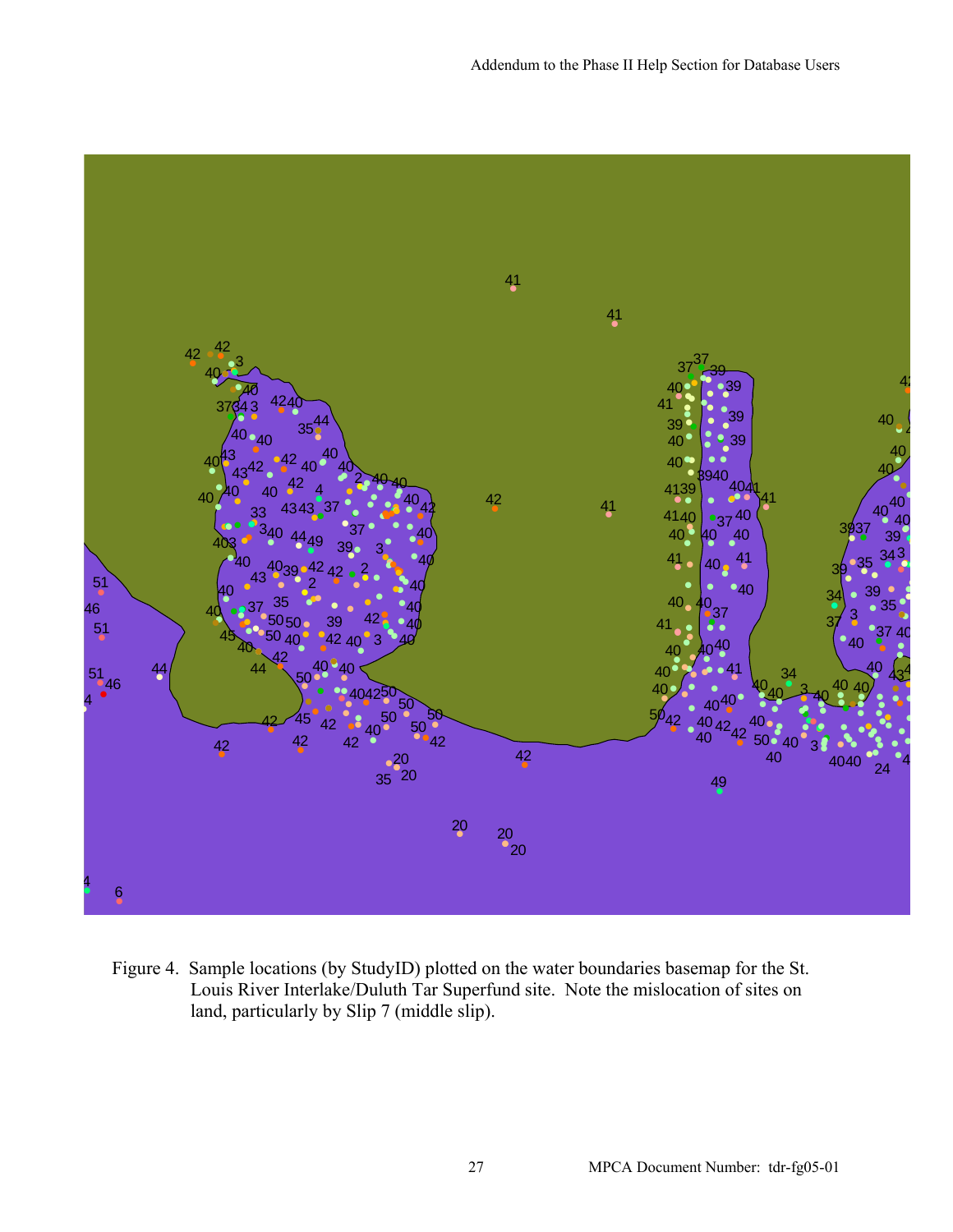Figure 4. Sample locations (by StudyID) plotted on the water boundaries basemap for the St. Louis River Interlake/Duluth Tar Superfund site. Note the mislocation of sites on land, particularly by Slip 7 (middle slip).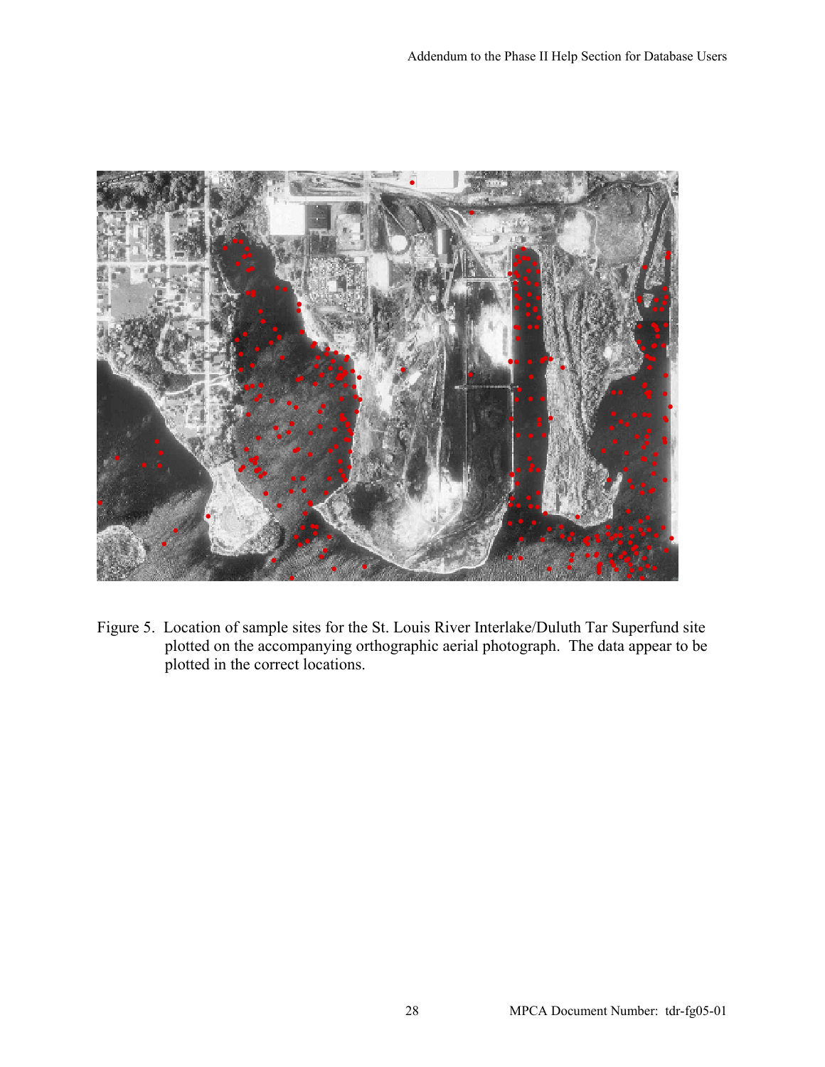Figure 5. Location of sample sites for the St. Louis River Interlake/Duluth Tar Superfund site plotted on the accompanying orthographic aerial photograph. The data appear to be plotted in the correct locations.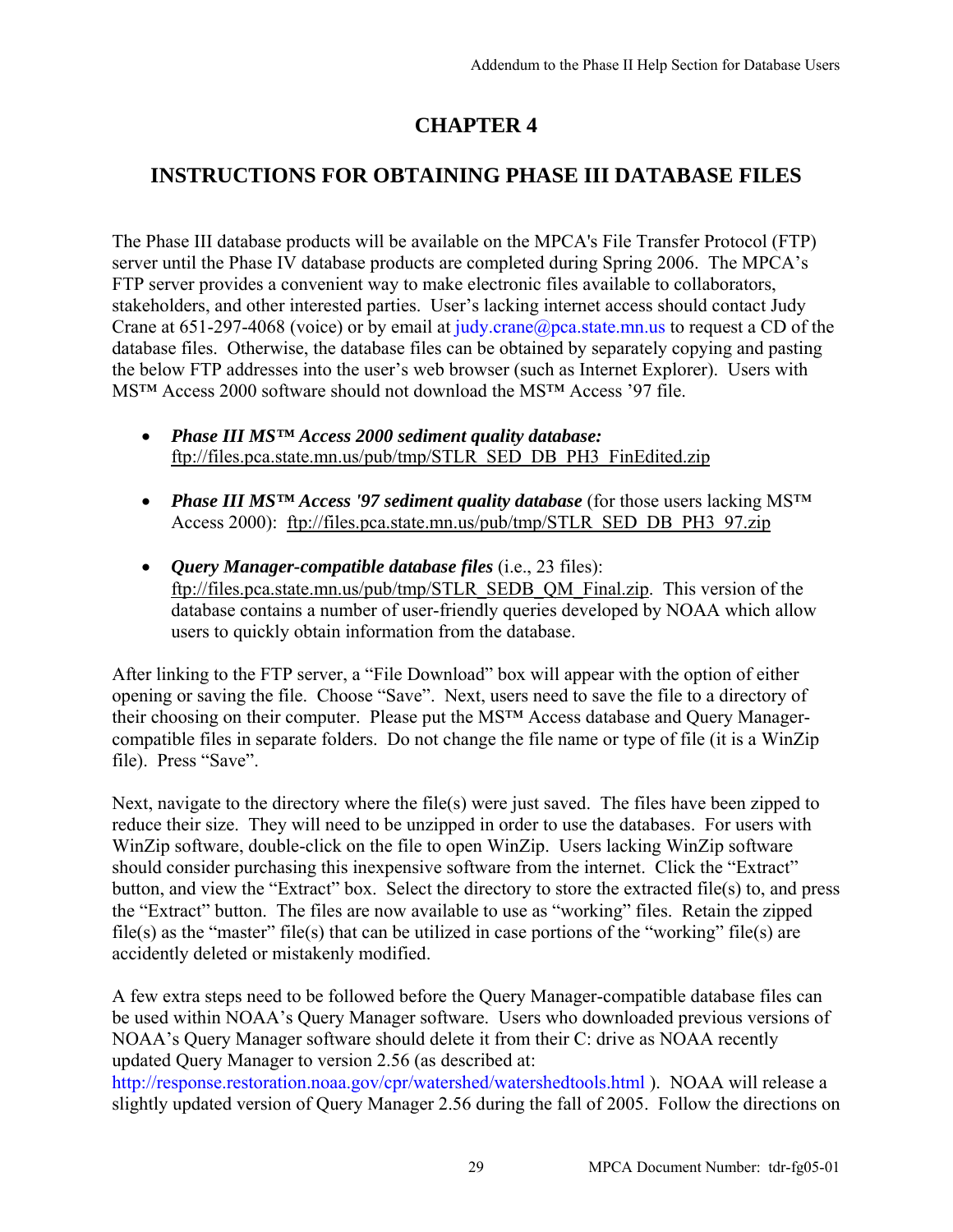# CHAPTER 4

## INSTRUCTIONS FOR OBTAINING PHASE III DATABASE FILES

The Phase III database products will be available on the MPCA's File Transfer Protocol (FTP) server until the Phase IV database products are completed during Spring 2006. The MPCA's FTP server provides a convenient way to make electronic files available to collaborators, stakeholders, and other interested parties. User's lacking internet access should contact Judy Crane at 651-297-4068 (voice) or by email at judy.crane@pca.state.mn.us to request a CD of the database files. Otherwise, the database files can be obtained by separately copying and pasting the below FTP addresses into the user's web browser (such as Internet Explorer). Users with MS™ Access 2000 software should not download the MS™ Access '97 file.

- ***Phase III MS™ Access 2000 sediment quality database:*** ftp://files.pca.state.mn.us/pub/tmp/STLR_SED_DB_PH3_FinEdited.zip
- ***Phase III MS™ Access '97 sediment quality database*** (for those users lacking MS™ Access 2000): ftp://files.pca.state.mn.us/pub/tmp/STLR_SED_DB_PH3_97.zip
- ***Query Manager-compatible database files*** (i.e., 23 files): ftp://files.pca.state.mn.us/pub/tmp/STLR_SEDB_QM_Final.zip. This version of the database contains a number of user-friendly queries developed by NOAA which allow users to quickly obtain information from the database.

After linking to the FTP server, a "File Download" box will appear with the option of either opening or saving the file. Choose "Save". Next, users need to save the file to a directory of their choosing on their computer. Please put the MS™ Access database and Query Manager-compatible files in separate folders. Do not change the file name or type of file (it is a WinZip file). Press "Save".

Next, navigate to the directory where the file(s) were just saved. The files have been zipped to reduce their size. They will need to be unzipped in order to use the databases. For users with WinZip software, double-click on the file to open WinZip. Users lacking WinZip software should consider purchasing this inexpensive software from the internet. Click the "Extract" button, and view the "Extract" box. Select the directory to store the extracted file(s) to, and press the "Extract" button. The files are now available to use as "working" files. Retain the zipped file(s) as the "master" file(s) that can be utilized in case portions of the "working" file(s) are accidently deleted or mistakenly modified.

A few extra steps need to be followed before the Query Manager-compatible database files can be used within NOAA's Query Manager software. Users who downloaded previous versions of NOAA's Query Manager software should delete it from their C: drive as NOAA recently updated Query Manager to version 2.56 (as described at: http://response.restoration.noaa.gov/cpr/watershed/watershedtools.html ). NOAA will release a slightly updated version of Query Manager 2.56 during the fall of 2005. Follow the directions on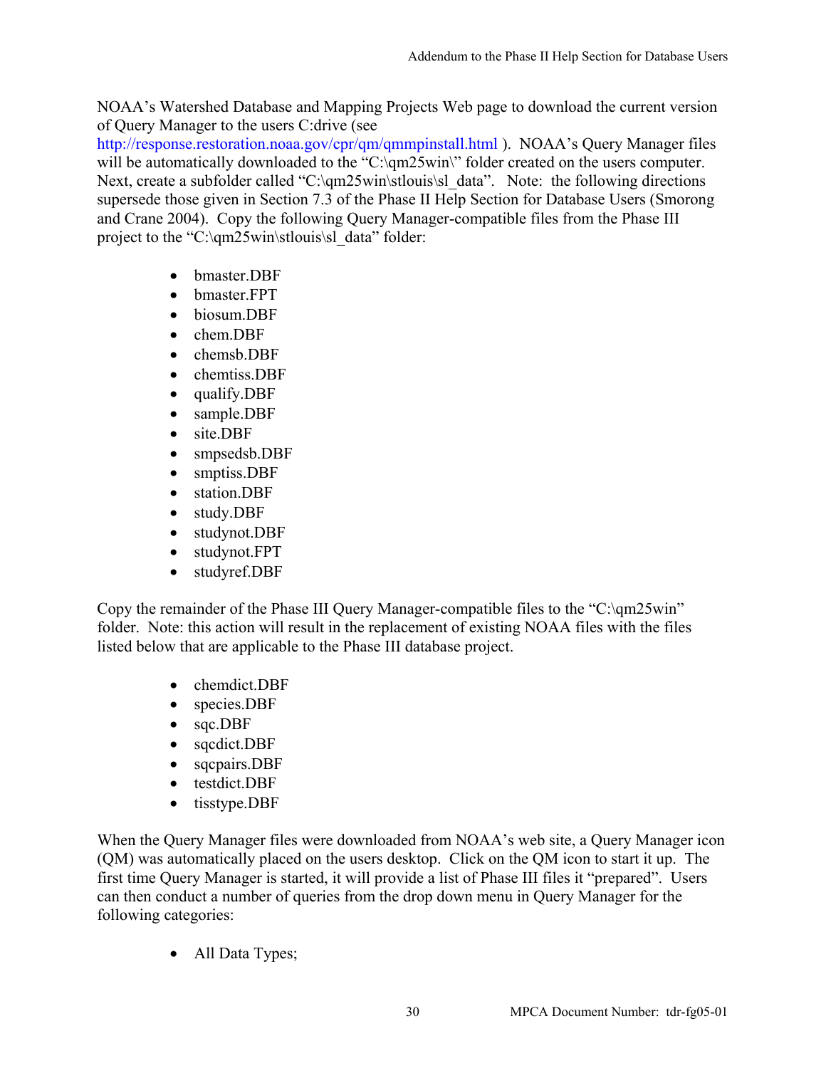NOAA's Watershed Database and Mapping Projects Web page to download the current version of Query Manager to the users C:drive (see http://response.restoration.noaa.gov/cpr/qm/qmmpinstall.html ). NOAA's Query Manager files will be automatically downloaded to the "C:\qm25win\" folder created on the users computer. Next, create a subfolder called "C:\qm25win\stlouis\sl_data". Note: the following directions supersede those given in Section 7.3 of the Phase II Help Section for Database Users (Smorong and Crane 2004). Copy the following Query Manager-compatible files from the Phase III project to the "C:\qm25win\stlouis\sl_data" folder:

- bmaster.DBF
- bmaster.FPT
- biosum.DBF
- chem.DBF
- chemsb.DBF
- chemtiss.DBF
- qualify.DBF
- sample.DBF
- site.DBF
- smpsedsb.DBF
- smptiss.DBF
- station.DBF
- study.DBF
- studynot.DBF
- studynot.FPT
- studyref.DBF

Copy the remainder of the Phase III Query Manager-compatible files to the "C:\qm25win" folder. Note: this action will result in the replacement of existing NOAA files with the files listed below that are applicable to the Phase III database project.

- chemdict.DBF
- species.DBF
- sqc.DBF
- sqcdict.DBF
- sqcpairs.DBF
- testdict.DBF
- tisstype.DBF

When the Query Manager files were downloaded from NOAA's web site, a Query Manager icon (QM) was automatically placed on the users desktop. Click on the QM icon to start it up. The first time Query Manager is started, it will provide a list of Phase III files it "prepared". Users can then conduct a number of queries from the drop down menu in Query Manager for the following categories:

- All Data Types;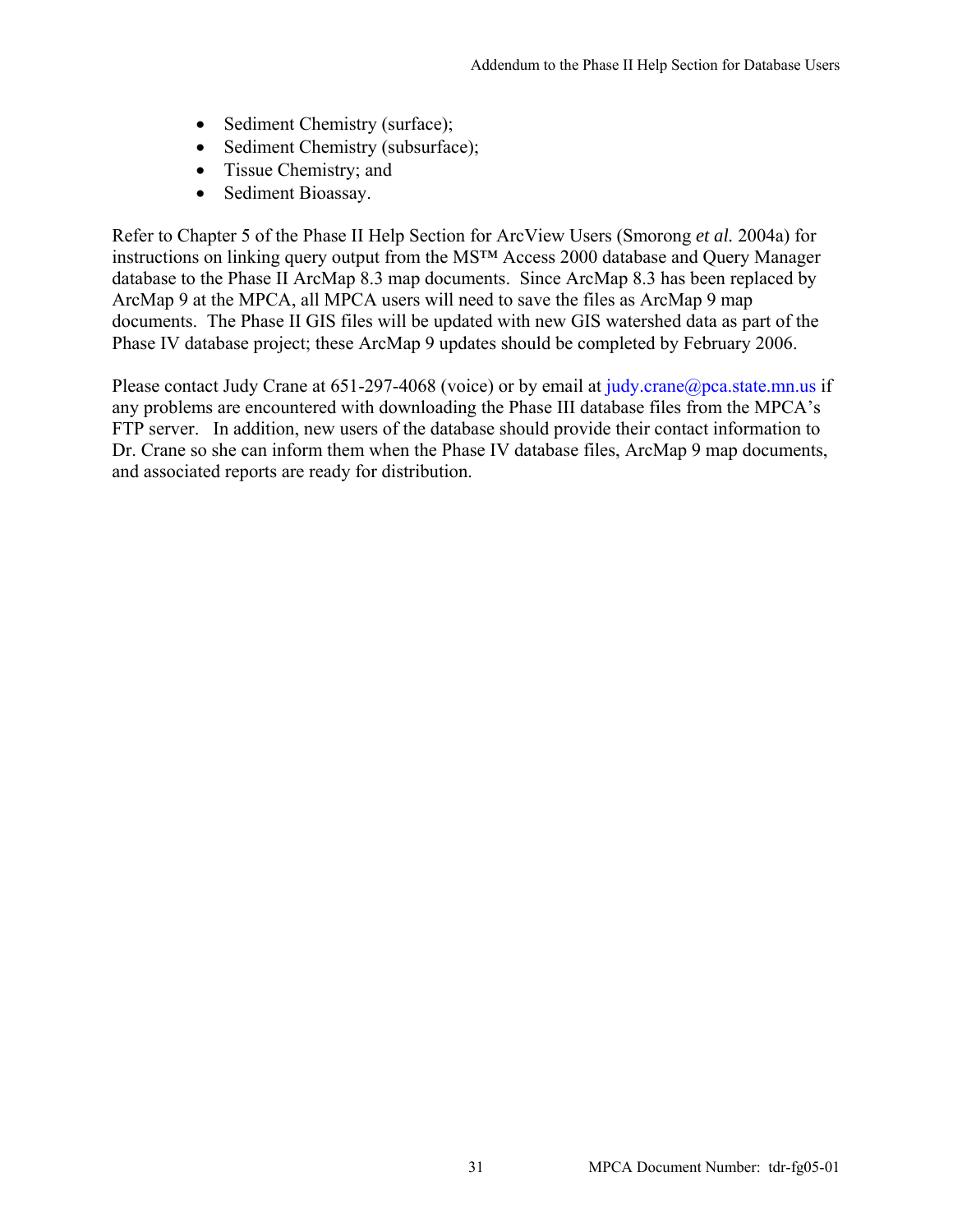- Sediment Chemistry (surface);
- Sediment Chemistry (subsurface);
- Tissue Chemistry; and
- Sediment Bioassay.

Refer to Chapter 5 of the Phase II Help Section for ArcView Users (Smorong *et al.* 2004a) for instructions on linking query output from the MS™ Access 2000 database and Query Manager database to the Phase II ArcMap 8.3 map documents. Since ArcMap 8.3 has been replaced by ArcMap 9 at the MPCA, all MPCA users will need to save the files as ArcMap 9 map documents. The Phase II GIS files will be updated with new GIS watershed data as part of the Phase IV database project; these ArcMap 9 updates should be completed by February 2006.

Please contact Judy Crane at 651-297-4068 (voice) or by email at judy.crane@pca.state.mn.us if any problems are encountered with downloading the Phase III database files from the MPCA's FTP server. In addition, new users of the database should provide their contact information to Dr. Crane so she can inform them when the Phase IV database files, ArcMap 9 map documents, and associated reports are ready for distribution.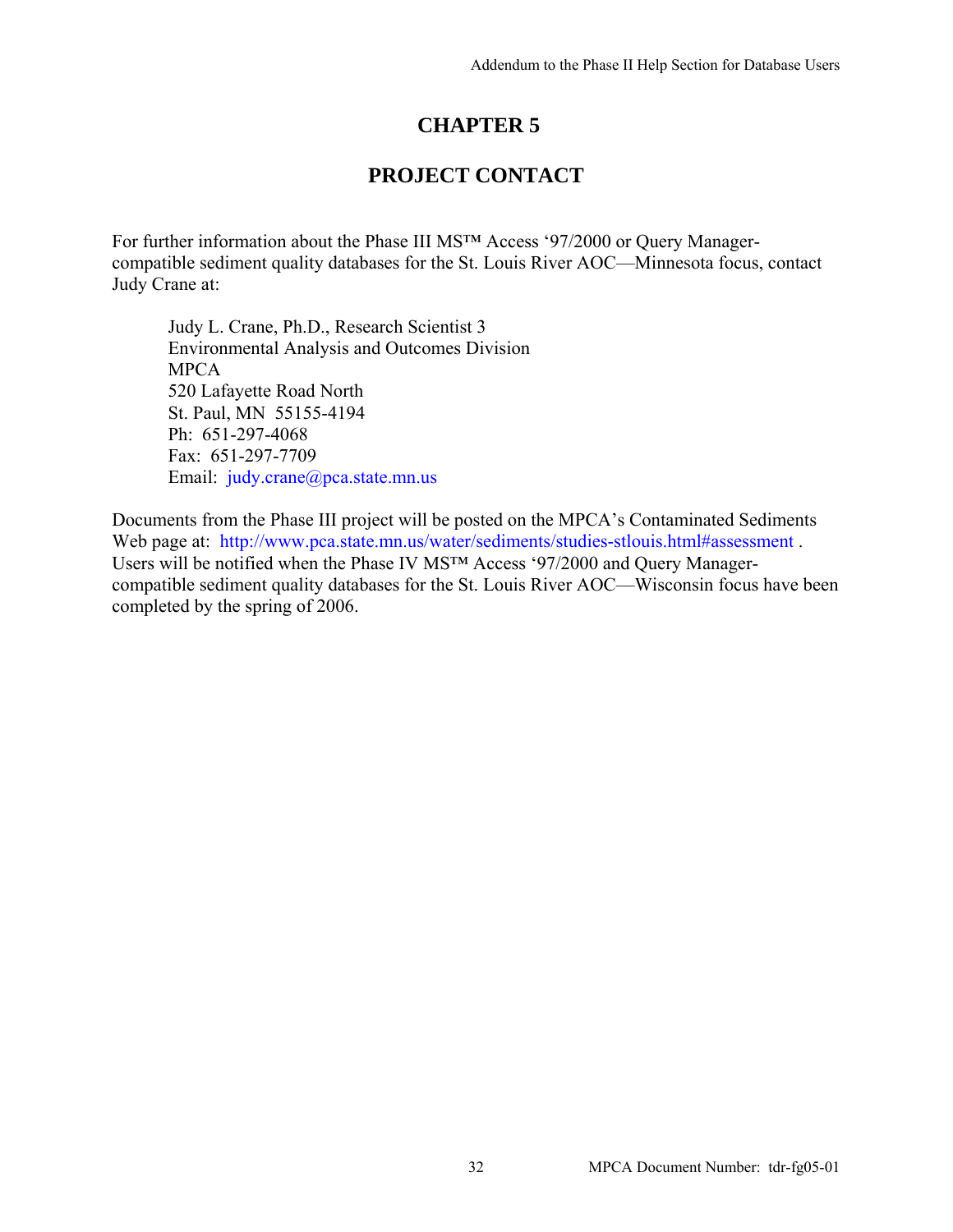# CHAPTER 5

# PROJECT CONTACT

For further information about the Phase III MS™ Access '97/2000 or Query Manager-compatible sediment quality databases for the St. Louis River AOC—Minnesota focus, contact Judy Crane at:

> Judy L. Crane, Ph.D., Research Scientist 3
> Environmental Analysis and Outcomes Division
> MPCA
> 520 Lafayette Road North
> St. Paul, MN  55155-4194
> Ph:  651-297-4068
> Fax:  651-297-7709
> Email:  judy.crane@pca.state.mn.us

Documents from the Phase III project will be posted on the MPCA's Contaminated Sediments Web page at:  http://www.pca.state.mn.us/water/sediments/studies-stlouis.html#assessment . Users will be notified when the Phase IV MS™ Access '97/2000 and Query Manager-compatible sediment quality databases for the St. Louis River AOC—Wisconsin focus have been completed by the spring of 2006.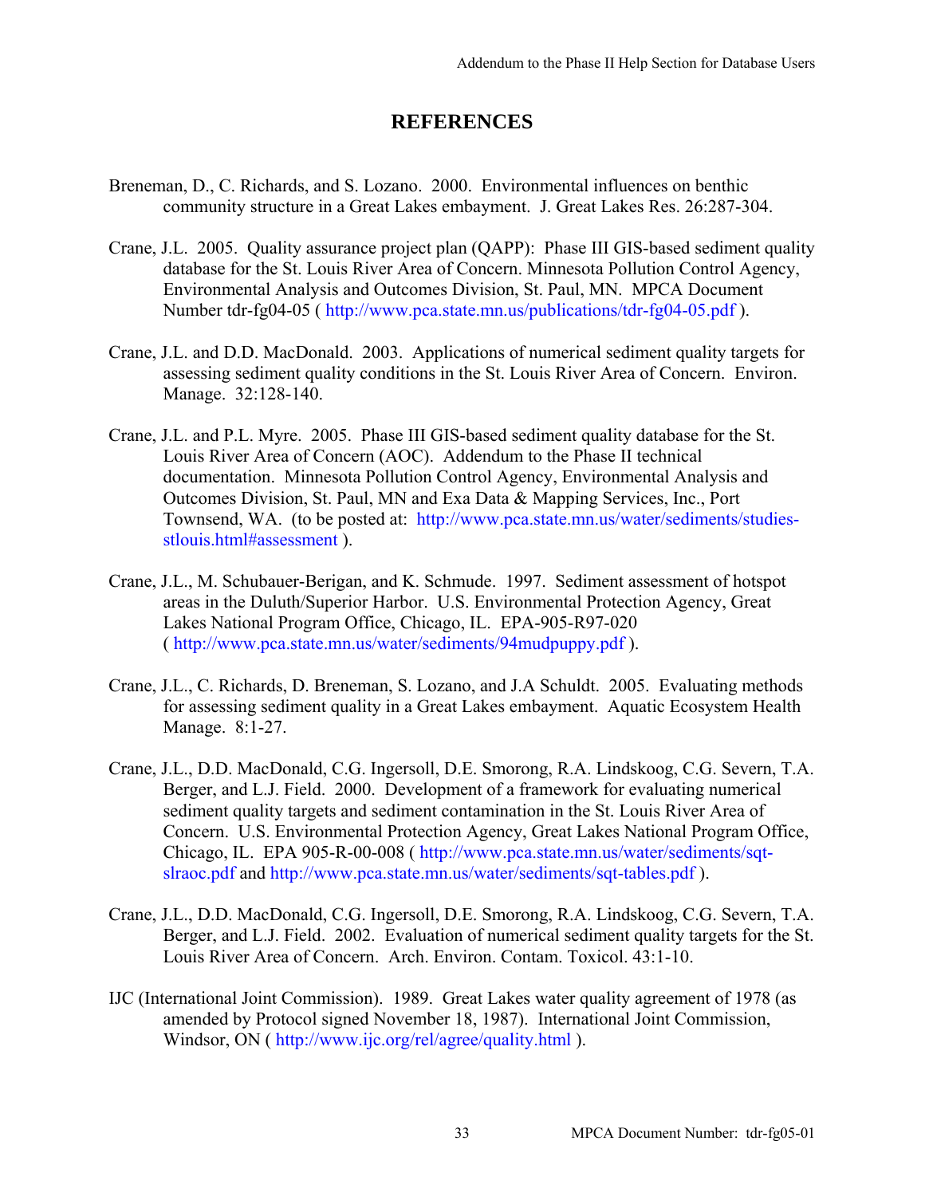# REFERENCES

Breneman, D., C. Richards, and S. Lozano. 2000. Environmental influences on benthic community structure in a Great Lakes embayment. J. Great Lakes Res. 26:287-304.

Crane, J.L. 2005. Quality assurance project plan (QAPP): Phase III GIS-based sediment quality database for the St. Louis River Area of Concern. Minnesota Pollution Control Agency, Environmental Analysis and Outcomes Division, St. Paul, MN. MPCA Document Number tdr-fg04-05 ( http://www.pca.state.mn.us/publications/tdr-fg04-05.pdf ).

Crane, J.L. and D.D. MacDonald. 2003. Applications of numerical sediment quality targets for assessing sediment quality conditions in the St. Louis River Area of Concern. Environ. Manage. 32:128-140.

Crane, J.L. and P.L. Myre. 2005. Phase III GIS-based sediment quality database for the St. Louis River Area of Concern (AOC). Addendum to the Phase II technical documentation. Minnesota Pollution Control Agency, Environmental Analysis and Outcomes Division, St. Paul, MN and Exa Data & Mapping Services, Inc., Port Townsend, WA. (to be posted at: http://www.pca.state.mn.us/water/sediments/studies-stlouis.html#assessment ).

Crane, J.L., M. Schubauer-Berigan, and K. Schmude. 1997. Sediment assessment of hotspot areas in the Duluth/Superior Harbor. U.S. Environmental Protection Agency, Great Lakes National Program Office, Chicago, IL. EPA-905-R97-020 ( http://www.pca.state.mn.us/water/sediments/94mudpuppy.pdf ).

Crane, J.L., C. Richards, D. Breneman, S. Lozano, and J.A Schuldt. 2005. Evaluating methods for assessing sediment quality in a Great Lakes embayment. Aquatic Ecosystem Health Manage. 8:1-27.

Crane, J.L., D.D. MacDonald, C.G. Ingersoll, D.E. Smorong, R.A. Lindskoog, C.G. Severn, T.A. Berger, and L.J. Field. 2000. Development of a framework for evaluating numerical sediment quality targets and sediment contamination in the St. Louis River Area of Concern. U.S. Environmental Protection Agency, Great Lakes National Program Office, Chicago, IL. EPA 905-R-00-008 ( http://www.pca.state.mn.us/water/sediments/sqt-slraoc.pdf and http://www.pca.state.mn.us/water/sediments/sqt-tables.pdf ).

Crane, J.L., D.D. MacDonald, C.G. Ingersoll, D.E. Smorong, R.A. Lindskoog, C.G. Severn, T.A. Berger, and L.J. Field. 2002. Evaluation of numerical sediment quality targets for the St. Louis River Area of Concern. Arch. Environ. Contam. Toxicol. 43:1-10.

IJC (International Joint Commission). 1989. Great Lakes water quality agreement of 1978 (as amended by Protocol signed November 18, 1987). International Joint Commission, Windsor, ON ( http://www.ijc.org/rel/agree/quality.html ).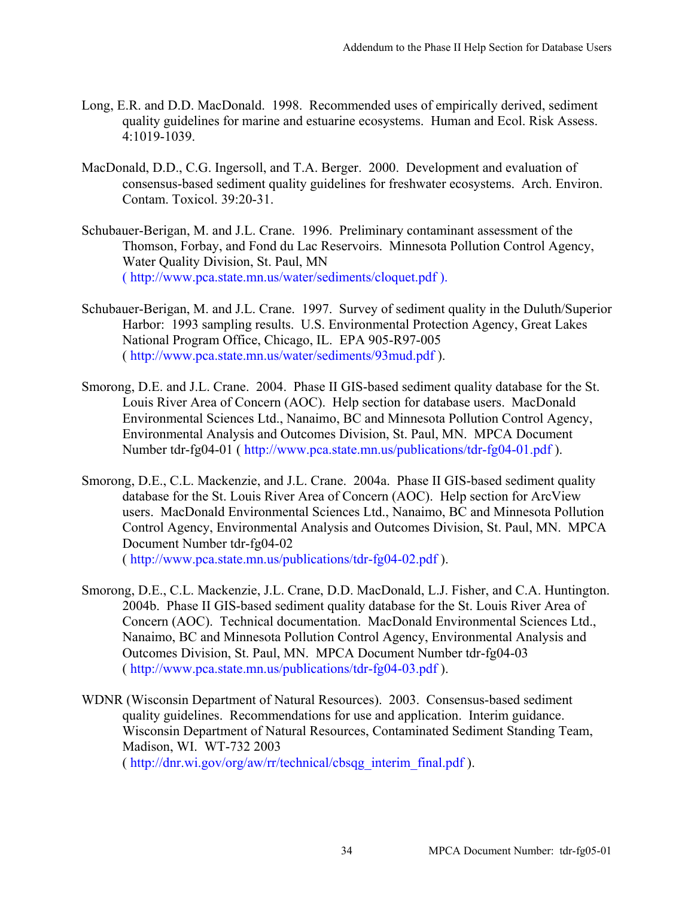Long, E.R. and D.D. MacDonald. 1998. Recommended uses of empirically derived, sediment quality guidelines for marine and estuarine ecosystems. Human and Ecol. Risk Assess. 4:1019-1039.

MacDonald, D.D., C.G. Ingersoll, and T.A. Berger. 2000. Development and evaluation of consensus-based sediment quality guidelines for freshwater ecosystems. Arch. Environ. Contam. Toxicol. 39:20-31.

Schubauer-Berigan, M. and J.L. Crane. 1996. Preliminary contaminant assessment of the Thomson, Forbay, and Fond du Lac Reservoirs. Minnesota Pollution Control Agency, Water Quality Division, St. Paul, MN ( http://www.pca.state.mn.us/water/sediments/cloquet.pdf ).

Schubauer-Berigan, M. and J.L. Crane. 1997. Survey of sediment quality in the Duluth/Superior Harbor: 1993 sampling results. U.S. Environmental Protection Agency, Great Lakes National Program Office, Chicago, IL. EPA 905-R97-005 ( http://www.pca.state.mn.us/water/sediments/93mud.pdf ).

Smorong, D.E. and J.L. Crane. 2004. Phase II GIS-based sediment quality database for the St. Louis River Area of Concern (AOC). Help section for database users. MacDonald Environmental Sciences Ltd., Nanaimo, BC and Minnesota Pollution Control Agency, Environmental Analysis and Outcomes Division, St. Paul, MN. MPCA Document Number tdr-fg04-01 ( http://www.pca.state.mn.us/publications/tdr-fg04-01.pdf ).

Smorong, D.E., C.L. Mackenzie, and J.L. Crane. 2004a. Phase II GIS-based sediment quality database for the St. Louis River Area of Concern (AOC). Help section for ArcView users. MacDonald Environmental Sciences Ltd., Nanaimo, BC and Minnesota Pollution Control Agency, Environmental Analysis and Outcomes Division, St. Paul, MN. MPCA Document Number tdr-fg04-02 ( http://www.pca.state.mn.us/publications/tdr-fg04-02.pdf ).

Smorong, D.E., C.L. Mackenzie, J.L. Crane, D.D. MacDonald, L.J. Fisher, and C.A. Huntington. 2004b. Phase II GIS-based sediment quality database for the St. Louis River Area of Concern (AOC). Technical documentation. MacDonald Environmental Sciences Ltd., Nanaimo, BC and Minnesota Pollution Control Agency, Environmental Analysis and Outcomes Division, St. Paul, MN. MPCA Document Number tdr-fg04-03 ( http://www.pca.state.mn.us/publications/tdr-fg04-03.pdf ).

WDNR (Wisconsin Department of Natural Resources). 2003. Consensus-based sediment quality guidelines. Recommendations for use and application. Interim guidance. Wisconsin Department of Natural Resources, Contaminated Sediment Standing Team, Madison, WI. WT-732 2003 ( http://dnr.wi.gov/org/aw/rr/technical/cbsqg_interim_final.pdf ).